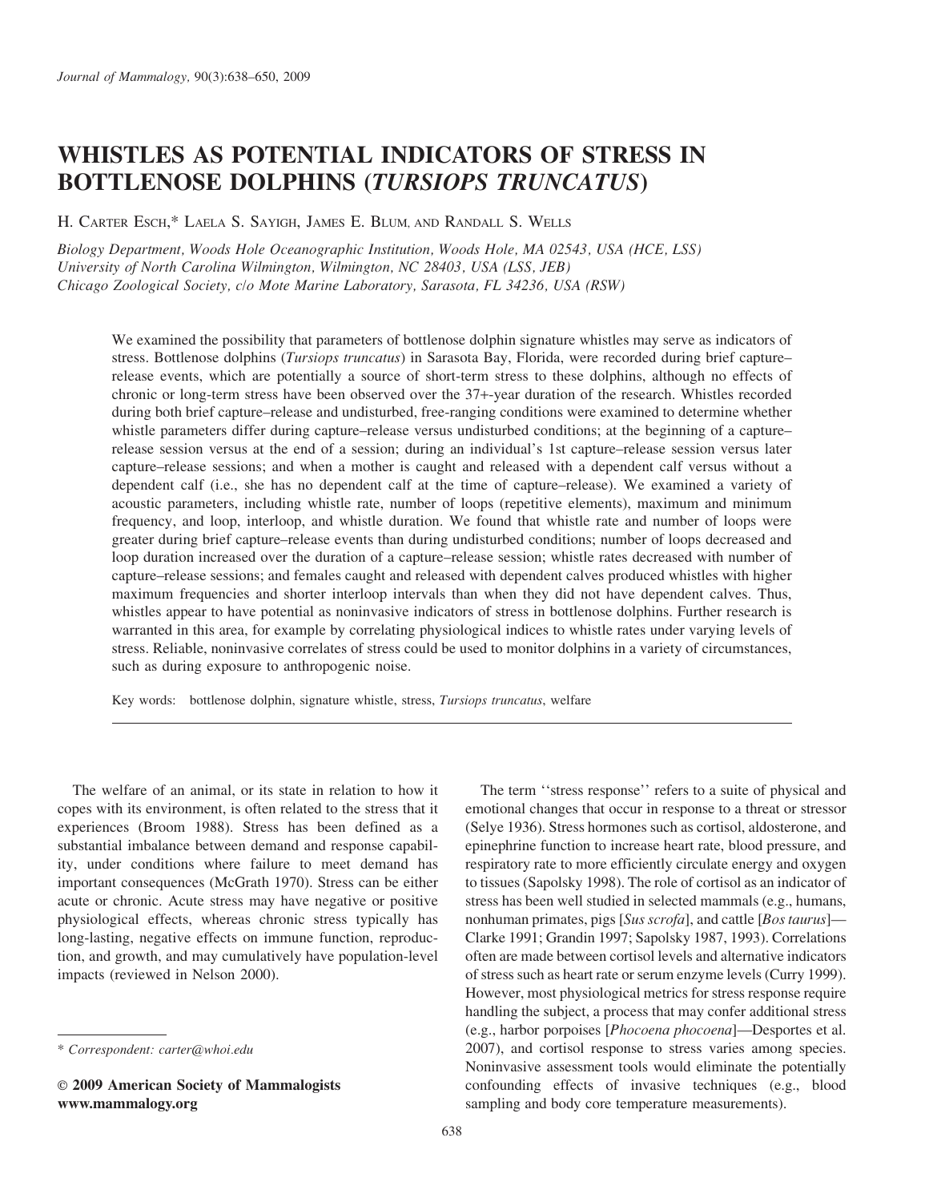# WHISTLES AS POTENTIAL INDICATORS OF STRESS IN BOTTLENOSE DOLPHINS (*TURSIOPS TRUNCATUS*)

H. Carter Esch,* Laela S. Sayigh, James E. Blum, and Randall S. Wells

*Biology Department, Woods Hole Oceanographic Institution, Woods Hole, MA 02543, USA (HCE, LSS)*
*University of North Carolina Wilmington, Wilmington, NC 28403, USA (LSS, JEB)*
*Chicago Zoological Society, c/o Mote Marine Laboratory, Sarasota, FL 34236, USA (RSW)*

We examined the possibility that parameters of bottlenose dolphin signature whistles may serve as indicators of stress. Bottlenose dolphins (*Tursiops truncatus*) in Sarasota Bay, Florida, were recorded during brief capture–release events, which are potentially a source of short-term stress to these dolphins, although no effects of chronic or long-term stress have been observed over the 37+-year duration of the research. Whistles recorded during both brief capture–release and undisturbed, free-ranging conditions were examined to determine whether whistle parameters differ during capture–release versus undisturbed conditions; at the beginning of a capture–release session versus at the end of a session; during an individual's 1st capture–release session versus later capture–release sessions; and when a mother is caught and released with a dependent calf versus without a dependent calf (i.e., she has no dependent calf at the time of capture–release). We examined a variety of acoustic parameters, including whistle rate, number of loops (repetitive elements), maximum and minimum frequency, and loop, interloop, and whistle duration. We found that whistle rate and number of loops were greater during brief capture–release events than during undisturbed conditions; number of loops decreased and loop duration increased over the duration of a capture–release session; whistle rates decreased with number of capture–release sessions; and females caught and released with dependent calves produced whistles with higher maximum frequencies and shorter interloop intervals than when they did not have dependent calves. Thus, whistles appear to have potential as noninvasive indicators of stress in bottlenose dolphins. Further research is warranted in this area, for example by correlating physiological indices to whistle rates under varying levels of stress. Reliable, noninvasive correlates of stress could be used to monitor dolphins in a variety of circumstances, such as during exposure to anthropogenic noise.

Key words: bottlenose dolphin, signature whistle, stress, *Tursiops truncatus*, welfare

The welfare of an animal, or its state in relation to how it copes with its environment, is often related to the stress that it experiences (Broom 1988). Stress has been defined as a substantial imbalance between demand and response capability, under conditions where failure to meet demand has important consequences (McGrath 1970). Stress can be either acute or chronic. Acute stress may have negative or positive physiological effects, whereas chronic stress typically has long-lasting, negative effects on immune function, reproduction, and growth, and may cumulatively have population-level impacts (reviewed in Nelson 2000).

The term ''stress response'' refers to a suite of physical and emotional changes that occur in response to a threat or stressor (Selye 1936). Stress hormones such as cortisol, aldosterone, and epinephrine function to increase heart rate, blood pressure, and respiratory rate to more efficiently circulate energy and oxygen to tissues (Sapolsky 1998). The role of cortisol as an indicator of stress has been well studied in selected mammals (e.g., humans, nonhuman primates, pigs [*Sus scrofa*], and cattle [*Bos taurus*]—Clarke 1991; Grandin 1997; Sapolsky 1987, 1993). Correlations often are made between cortisol levels and alternative indicators of stress such as heart rate or serum enzyme levels (Curry 1999). However, most physiological metrics for stress response require handling the subject, a process that may confer additional stress (e.g., harbor porpoises [*Phocoena phocoena*]—Desportes et al. 2007), and cortisol response to stress varies among species. Noninvasive assessment tools would eliminate the potentially confounding effects of invasive techniques (e.g., blood sampling and body core temperature measurements).

\* *Correspondent: carter@whoi.edu*

**© 2009 American Society of Mammalogists**
**www.mammalogy.org**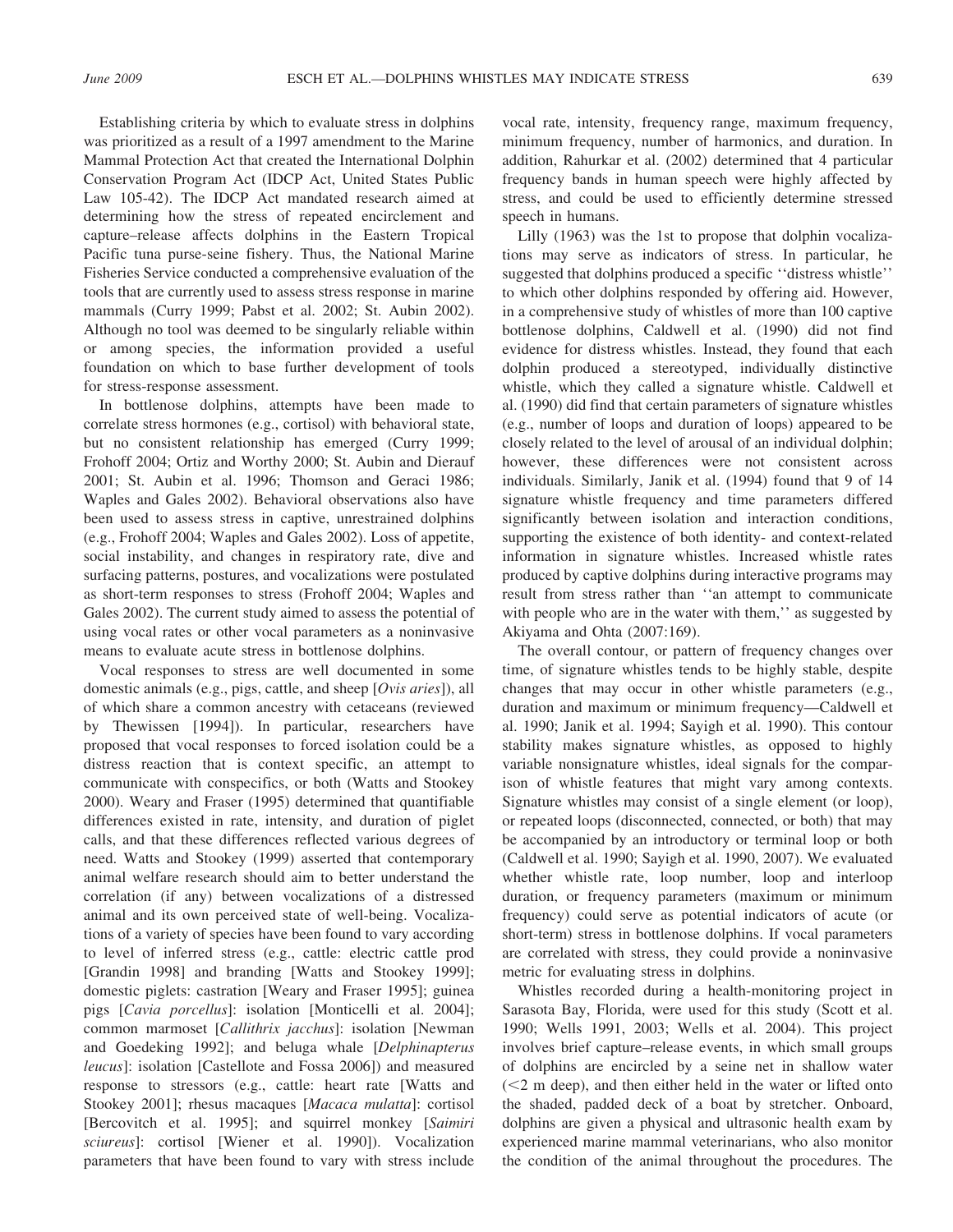Establishing criteria by which to evaluate stress in dolphins was prioritized as a result of a 1997 amendment to the Marine Mammal Protection Act that created the International Dolphin Conservation Program Act (IDCP Act, United States Public Law 105-42). The IDCP Act mandated research aimed at determining how the stress of repeated encirclement and capture–release affects dolphins in the Eastern Tropical Pacific tuna purse-seine fishery. Thus, the National Marine Fisheries Service conducted a comprehensive evaluation of the tools that are currently used to assess stress response in marine mammals (Curry 1999; Pabst et al. 2002; St. Aubin 2002). Although no tool was deemed to be singularly reliable within or among species, the information provided a useful foundation on which to base further development of tools for stress-response assessment.

In bottlenose dolphins, attempts have been made to correlate stress hormones (e.g., cortisol) with behavioral state, but no consistent relationship has emerged (Curry 1999; Frohoff 2004; Ortiz and Worthy 2000; St. Aubin and Dierauf 2001; St. Aubin et al. 1996; Thomson and Geraci 1986; Waples and Gales 2002). Behavioral observations also have been used to assess stress in captive, unrestrained dolphins (e.g., Frohoff 2004; Waples and Gales 2002). Loss of appetite, social instability, and changes in respiratory rate, dive and surfacing patterns, postures, and vocalizations were postulated as short-term responses to stress (Frohoff 2004; Waples and Gales 2002). The current study aimed to assess the potential of using vocal rates or other vocal parameters as a noninvasive means to evaluate acute stress in bottlenose dolphins.

Vocal responses to stress are well documented in some domestic animals (e.g., pigs, cattle, and sheep [*Ovis aries*]), all of which share a common ancestry with cetaceans (reviewed by Thewissen [1994]). In particular, researchers have proposed that vocal responses to forced isolation could be a distress reaction that is context specific, an attempt to communicate with conspecifics, or both (Watts and Stookey 2000). Weary and Fraser (1995) determined that quantifiable differences existed in rate, intensity, and duration of piglet calls, and that these differences reflected various degrees of need. Watts and Stookey (1999) asserted that contemporary animal welfare research should aim to better understand the correlation (if any) between vocalizations of a distressed animal and its own perceived state of well-being. Vocalizations of a variety of species have been found to vary according to level of inferred stress (e.g., cattle: electric cattle prod [Grandin 1998] and branding [Watts and Stookey 1999]; domestic piglets: castration [Weary and Fraser 1995]; guinea pigs [*Cavia porcellus*]: isolation [Monticelli et al. 2004]; common marmoset [*Callithrix jacchus*]: isolation [Newman and Goedeking 1992]; and beluga whale [*Delphinapterus leucus*]: isolation [Castellote and Fossa 2006]) and measured response to stressors (e.g., cattle: heart rate [Watts and Stookey 2001]; rhesus macaques [*Macaca mulatta*]: cortisol [Bercovitch et al. 1995]; and squirrel monkey [*Saimiri sciureus*]: cortisol [Wiener et al. 1990]). Vocalization parameters that have been found to vary with stress include vocal rate, intensity, frequency range, maximum frequency, minimum frequency, number of harmonics, and duration. In addition, Rahurkar et al. (2002) determined that 4 particular frequency bands in human speech were highly affected by stress, and could be used to efficiently determine stressed speech in humans.

Lilly (1963) was the 1st to propose that dolphin vocalizations may serve as indicators of stress. In particular, he suggested that dolphins produced a specific ''distress whistle'' to which other dolphins responded by offering aid. However, in a comprehensive study of whistles of more than 100 captive bottlenose dolphins, Caldwell et al. (1990) did not find evidence for distress whistles. Instead, they found that each dolphin produced a stereotyped, individually distinctive whistle, which they called a signature whistle. Caldwell et al. (1990) did find that certain parameters of signature whistles (e.g., number of loops and duration of loops) appeared to be closely related to the level of arousal of an individual dolphin; however, these differences were not consistent across individuals. Similarly, Janik et al. (1994) found that 9 of 14 signature whistle frequency and time parameters differed significantly between isolation and interaction conditions, supporting the existence of both identity- and context-related information in signature whistles. Increased whistle rates produced by captive dolphins during interactive programs may result from stress rather than ''an attempt to communicate with people who are in the water with them,'' as suggested by Akiyama and Ohta (2007:169).

The overall contour, or pattern of frequency changes over time, of signature whistles tends to be highly stable, despite changes that may occur in other whistle parameters (e.g., duration and maximum or minimum frequency—Caldwell et al. 1990; Janik et al. 1994; Sayigh et al. 1990). This contour stability makes signature whistles, as opposed to highly variable nonsignature whistles, ideal signals for the comparison of whistle features that might vary among contexts. Signature whistles may consist of a single element (or loop), or repeated loops (disconnected, connected, or both) that may be accompanied by an introductory or terminal loop or both (Caldwell et al. 1990; Sayigh et al. 1990, 2007). We evaluated whether whistle rate, loop number, loop and interloop duration, or frequency parameters (maximum or minimum frequency) could serve as potential indicators of acute (or short-term) stress in bottlenose dolphins. If vocal parameters are correlated with stress, they could provide a noninvasive metric for evaluating stress in dolphins.

Whistles recorded during a health-monitoring project in Sarasota Bay, Florida, were used for this study (Scott et al. 1990; Wells 1991, 2003; Wells et al. 2004). This project involves brief capture–release events, in which small groups of dolphins are encircled by a seine net in shallow water ($<2$ m deep), and then either held in the water or lifted onto the shaded, padded deck of a boat by stretcher. Onboard, dolphins are given a physical and ultrasonic health exam by experienced marine mammal veterinarians, who also monitor the condition of the animal throughout the procedures. The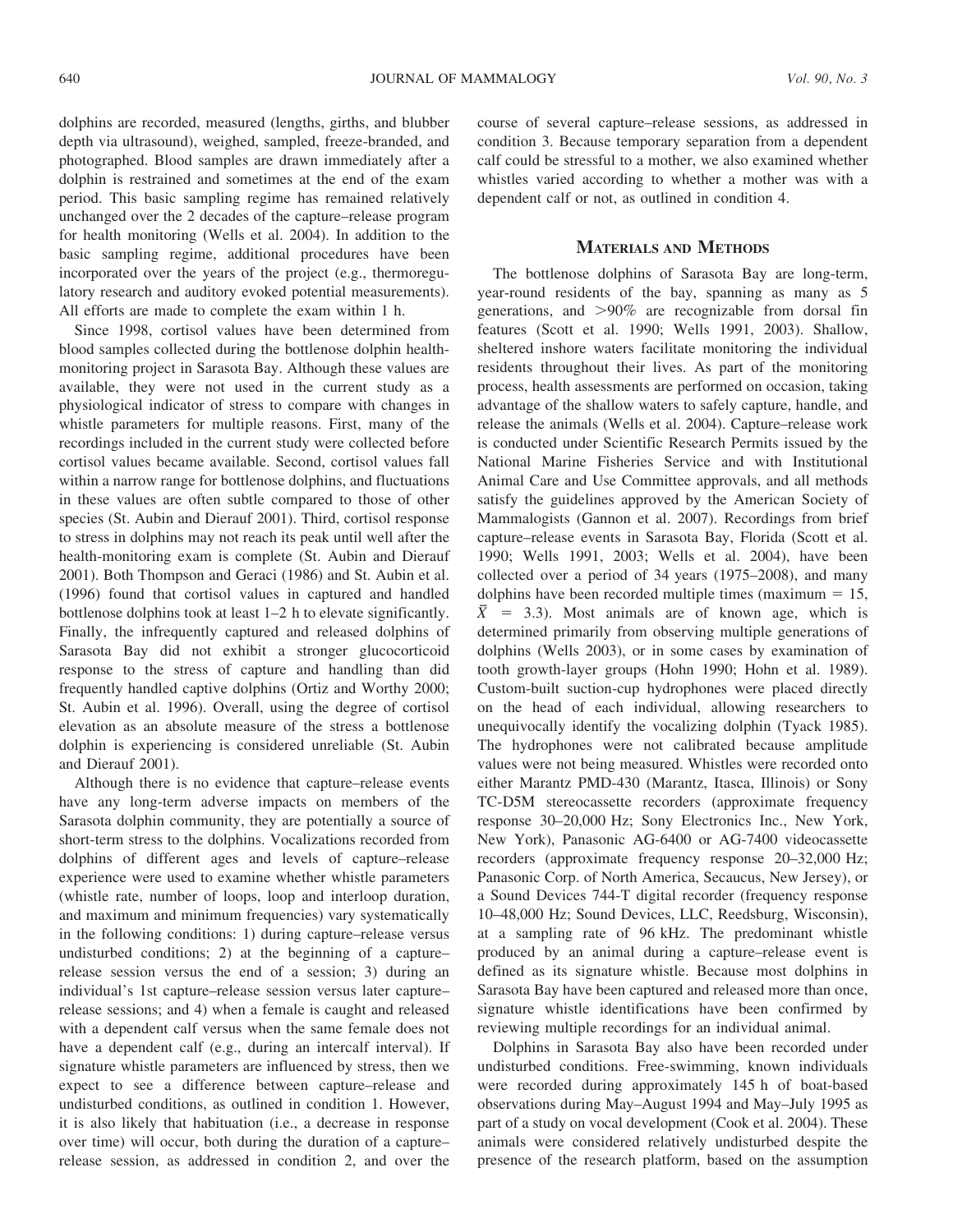dolphins are recorded, measured (lengths, girths, and blubber depth via ultrasound), weighed, sampled, freeze-branded, and photographed. Blood samples are drawn immediately after a dolphin is restrained and sometimes at the end of the exam period. This basic sampling regime has remained relatively unchanged over the 2 decades of the capture–release program for health monitoring (Wells et al. 2004). In addition to the basic sampling regime, additional procedures have been incorporated over the years of the project (e.g., thermoregulatory research and auditory evoked potential measurements). All efforts are made to complete the exam within 1 h.

Since 1998, cortisol values have been determined from blood samples collected during the bottlenose dolphin health-monitoring project in Sarasota Bay. Although these values are available, they were not used in the current study as a physiological indicator of stress to compare with changes in whistle parameters for multiple reasons. First, many of the recordings included in the current study were collected before cortisol values became available. Second, cortisol values fall within a narrow range for bottlenose dolphins, and fluctuations in these values are often subtle compared to those of other species (St. Aubin and Dierauf 2001). Third, cortisol response to stress in dolphins may not reach its peak until well after the health-monitoring exam is complete (St. Aubin and Dierauf 2001). Both Thompson and Geraci (1986) and St. Aubin et al. (1996) found that cortisol values in captured and handled bottlenose dolphins took at least 1–2 h to elevate significantly. Finally, the infrequently captured and released dolphins of Sarasota Bay did not exhibit a stronger glucocorticoid response to the stress of capture and handling than did frequently handled captive dolphins (Ortiz and Worthy 2000; St. Aubin et al. 1996). Overall, using the degree of cortisol elevation as an absolute measure of the stress a bottlenose dolphin is experiencing is considered unreliable (St. Aubin and Dierauf 2001).

Although there is no evidence that capture–release events have any long-term adverse impacts on members of the Sarasota dolphin community, they are potentially a source of short-term stress to the dolphins. Vocalizations recorded from dolphins of different ages and levels of capture–release experience were used to examine whether whistle parameters (whistle rate, number of loops, loop and interloop duration, and maximum and minimum frequencies) vary systematically in the following conditions: 1) during capture–release versus undisturbed conditions; 2) at the beginning of a capture–release session versus the end of a session; 3) during an individual's 1st capture–release session versus later capture–release sessions; and 4) when a female is caught and released with a dependent calf versus when the same female does not have a dependent calf (e.g., during an intercalf interval). If signature whistle parameters are influenced by stress, then we expect to see a difference between capture–release and undisturbed conditions, as outlined in condition 1. However, it is also likely that habituation (i.e., a decrease in response over time) will occur, both during the duration of a capture–release session, as addressed in condition 2, and over the course of several capture–release sessions, as addressed in condition 3. Because temporary separation from a dependent calf could be stressful to a mother, we also examined whether whistles varied according to whether a mother was with a dependent calf or not, as outlined in condition 4.

## Materials and Methods

The bottlenose dolphins of Sarasota Bay are long-term, year-round residents of the bay, spanning as many as 5 generations, and >90% are recognizable from dorsal fin features (Scott et al. 1990; Wells 1991, 2003). Shallow, sheltered inshore waters facilitate monitoring the individual residents throughout their lives. As part of the monitoring process, health assessments are performed on occasion, taking advantage of the shallow waters to safely capture, handle, and release the animals (Wells et al. 2004). Capture–release work is conducted under Scientific Research Permits issued by the National Marine Fisheries Service and with Institutional Animal Care and Use Committee approvals, and all methods satisfy the guidelines approved by the American Society of Mammalogists (Gannon et al. 2007). Recordings from brief capture–release events in Sarasota Bay, Florida (Scott et al. 1990; Wells 1991, 2003; Wells et al. 2004), have been collected over a period of 34 years (1975–2008), and many dolphins have been recorded multiple times (maximum = 15, $\bar{X}$ = 3.3). Most animals are of known age, which is determined primarily from observing multiple generations of dolphins (Wells 2003), or in some cases by examination of tooth growth-layer groups (Hohn 1990; Hohn et al. 1989). Custom-built suction-cup hydrophones were placed directly on the head of each individual, allowing researchers to unequivocally identify the vocalizing dolphin (Tyack 1985). The hydrophones were not calibrated because amplitude values were not being measured. Whistles were recorded onto either Marantz PMD-430 (Marantz, Itasca, Illinois) or Sony TC-D5M stereocassette recorders (approximate frequency response 30–20,000 Hz; Sony Electronics Inc., New York, New York), Panasonic AG-6400 or AG-7400 videocassette recorders (approximate frequency response 20–32,000 Hz; Panasonic Corp. of North America, Secaucus, New Jersey), or a Sound Devices 744-T digital recorder (frequency response 10–48,000 Hz; Sound Devices, LLC, Reedsburg, Wisconsin), at a sampling rate of 96 kHz. The predominant whistle produced by an animal during a capture–release event is defined as its signature whistle. Because most dolphins in Sarasota Bay have been captured and released more than once, signature whistle identifications have been confirmed by reviewing multiple recordings for an individual animal.

Dolphins in Sarasota Bay also have been recorded under undisturbed conditions. Free-swimming, known individuals were recorded during approximately 145 h of boat-based observations during May–August 1994 and May–July 1995 as part of a study on vocal development (Cook et al. 2004). These animals were considered relatively undisturbed despite the presence of the research platform, based on the assumption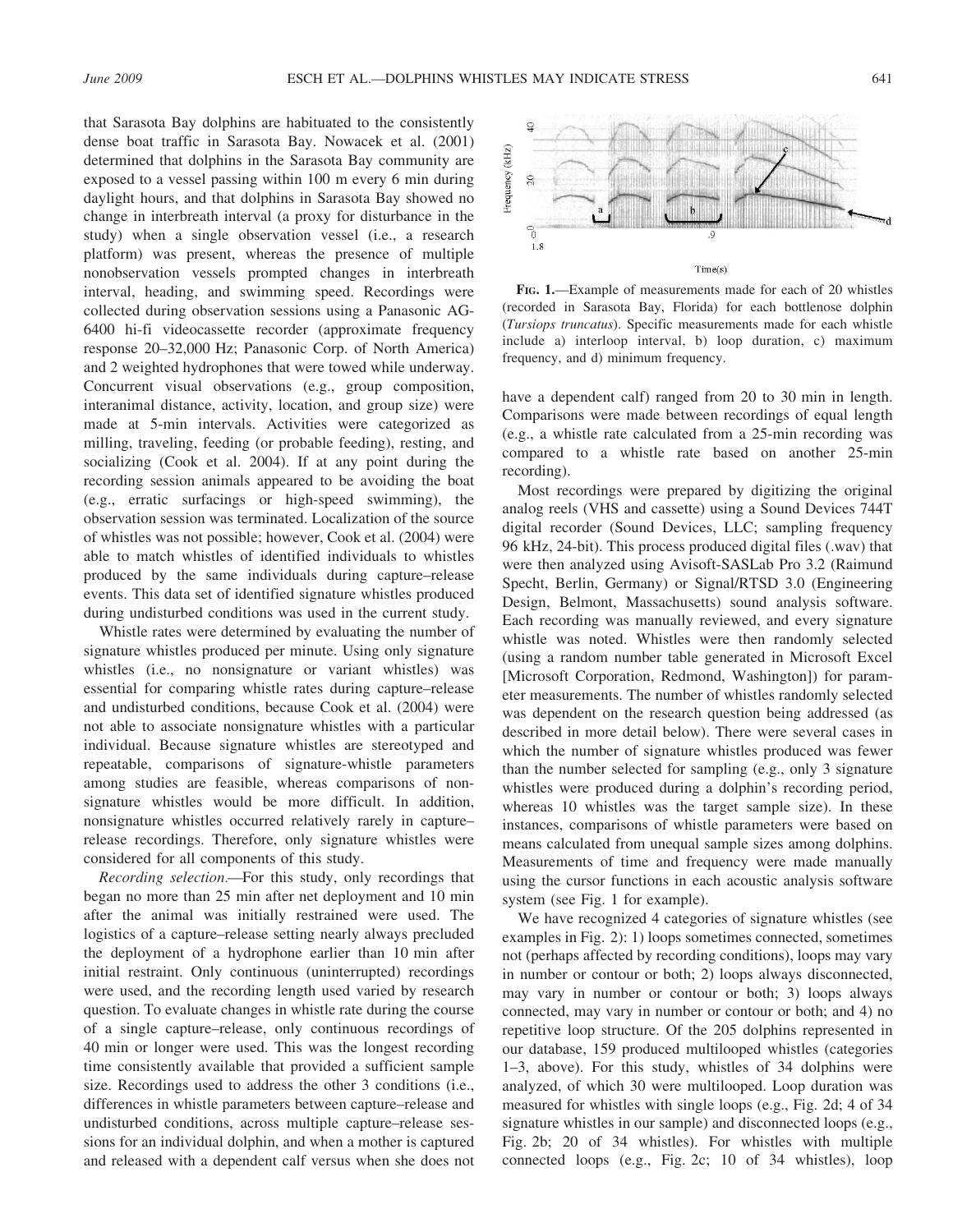that Sarasota Bay dolphins are habituated to the consistently dense boat traffic in Sarasota Bay. Nowacek et al. (2001) determined that dolphins in the Sarasota Bay community are exposed to a vessel passing within 100 m every 6 min during daylight hours, and that dolphins in Sarasota Bay showed no change in interbreath interval (a proxy for disturbance in the study) when a single observation vessel (i.e., a research platform) was present, whereas the presence of multiple nonobservation vessels prompted changes in interbreath interval, heading, and swimming speed. Recordings were collected during observation sessions using a Panasonic AG-6400 hi-fi videocassette recorder (approximate frequency response 20–32,000 Hz; Panasonic Corp. of North America) and 2 weighted hydrophones that were towed while underway. Concurrent visual observations (e.g., group composition, interanimal distance, activity, location, and group size) were made at 5-min intervals. Activities were categorized as milling, traveling, feeding (or probable feeding), resting, and socializing (Cook et al. 2004). If at any point during the recording session animals appeared to be avoiding the boat (e.g., erratic surfacings or high-speed swimming), the observation session was terminated. Localization of the source of whistles was not possible; however, Cook et al. (2004) were able to match whistles of identified individuals to whistles produced by the same individuals during capture–release events. This data set of identified signature whistles produced during undisturbed conditions was used in the current study.

Whistle rates were determined by evaluating the number of signature whistles produced per minute. Using only signature whistles (i.e., no nonsignature or variant whistles) was essential for comparing whistle rates during capture–release and undisturbed conditions, because Cook et al. (2004) were not able to associate nonsignature whistles with a particular individual. Because signature whistles are stereotyped and repeatable, comparisons of signature-whistle parameters among studies are feasible, whereas comparisons of nonsignature whistles would be more difficult. In addition, nonsignature whistles occurred relatively rarely in capture–release recordings. Therefore, only signature whistles were considered for all components of this study.

*Recording selection.*—For this study, only recordings that began no more than 25 min after net deployment and 10 min after the animal was initially restrained were used. The logistics of a capture–release setting nearly always precluded the deployment of a hydrophone earlier than 10 min after initial restraint. Only continuous (uninterrupted) recordings were used, and the recording length used varied by research question. To evaluate changes in whistle rate during the course of a single capture–release, only continuous recordings of 40 min or longer were used. This was the longest recording time consistently available that provided a sufficient sample size. Recordings used to address the other 3 conditions (i.e., differences in whistle parameters between capture–release and undisturbed conditions, across multiple capture–release sessions for an individual dolphin, and when a mother is captured and released with a dependent calf versus when she does not have a dependent calf) ranged from 20 to 30 min in length. Comparisons were made between recordings of equal length (e.g., a whistle rate calculated from a 25-min recording was compared to a whistle rate based on another 25-min recording).

FIG. 1.—Example of measurements made for each of 20 whistles (recorded in Sarasota Bay, Florida) for each bottlenose dolphin (*Tursiops truncatus*). Specific measurements made for each whistle include a) interloop interval, b) loop duration, c) maximum frequency, and d) minimum frequency.

Most recordings were prepared by digitizing the original analog reels (VHS and cassette) using a Sound Devices 744T digital recorder (Sound Devices, LLC; sampling frequency 96 kHz, 24-bit). This process produced digital files (.wav) that were then analyzed using Avisoft-SASLab Pro 3.2 (Raimund Specht, Berlin, Germany) or Signal/RTSD 3.0 (Engineering Design, Belmont, Massachusetts) sound analysis software. Each recording was manually reviewed, and every signature whistle was noted. Whistles were then randomly selected (using a random number table generated in Microsoft Excel [Microsoft Corporation, Redmond, Washington]) for parameter measurements. The number of whistles randomly selected was dependent on the research question being addressed (as described in more detail below). There were several cases in which the number of signature whistles produced was fewer than the number selected for sampling (e.g., only 3 signature whistles were produced during a dolphin's recording period, whereas 10 whistles was the target sample size). In these instances, comparisons of whistle parameters were based on means calculated from unequal sample sizes among dolphins. Measurements of time and frequency were made manually using the cursor functions in each acoustic analysis software system (see Fig. 1 for example).

We have recognized 4 categories of signature whistles (see examples in Fig. 2): 1) loops sometimes connected, sometimes not (perhaps affected by recording conditions), loops may vary in number or contour or both; 2) loops always disconnected, may vary in number or contour or both; 3) loops always connected, may vary in number or contour or both; and 4) no repetitive loop structure. Of the 205 dolphins represented in our database, 159 produced multilooped whistles (categories 1–3, above). For this study, whistles of 34 dolphins were analyzed, of which 30 were multilooped. Loop duration was measured for whistles with single loops (e.g., Fig. 2d; 4 of 34 signature whistles in our sample) and disconnected loops (e.g., Fig. 2b; 20 of 34 whistles). For whistles with multiple connected loops (e.g., Fig. 2c; 10 of 34 whistles), loop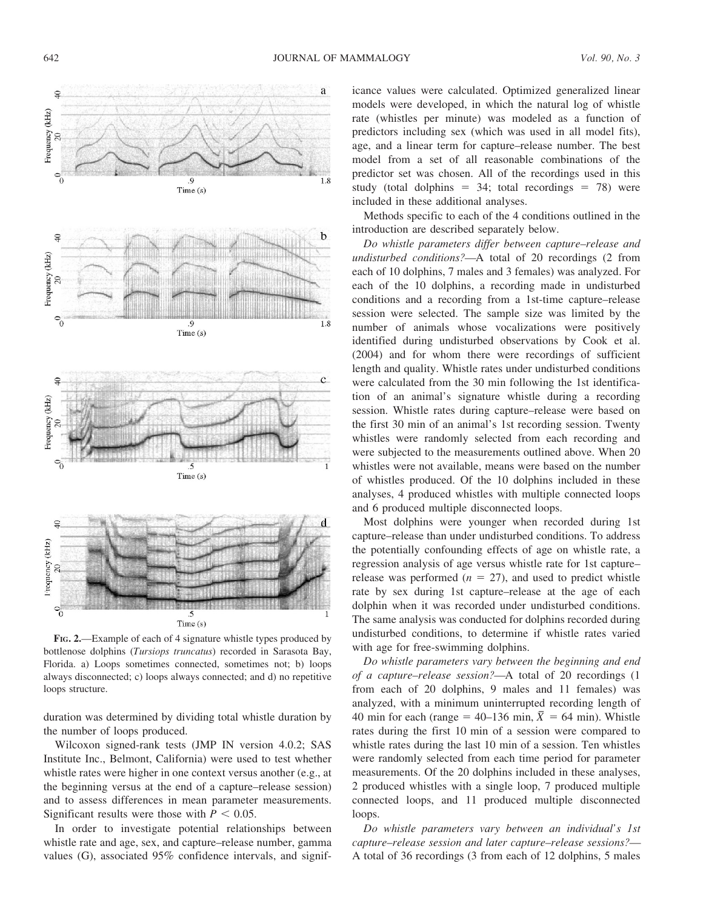FIG. 2.—Example of each of 4 signature whistle types produced by bottlenose dolphins (*Tursiops truncatus*) recorded in Sarasota Bay, Florida. a) Loops sometimes connected, sometimes not; b) loops always disconnected; c) loops always connected; and d) no repetitive loops structure.

duration was determined by dividing total whistle duration by the number of loops produced.

Wilcoxon signed-rank tests (JMP IN version 4.0.2; SAS Institute Inc., Belmont, California) were used to test whether whistle rates were higher in one context versus another (e.g., at the beginning versus at the end of a capture–release session) and to assess differences in mean parameter measurements. Significant results were those with $P < 0.05$.

In order to investigate potential relationships between whistle rate and age, sex, and capture–release number, gamma values (G), associated 95% confidence intervals, and significance values were calculated. Optimized generalized linear models were developed, in which the natural log of whistle rate (whistles per minute) was modeled as a function of predictors including sex (which was used in all model fits), age, and a linear term for capture–release number. The best model from a set of all reasonable combinations of the predictor set was chosen. All of the recordings used in this study (total dolphins = 34; total recordings = 78) were included in these additional analyses.

Methods specific to each of the 4 conditions outlined in the introduction are described separately below.

*Do whistle parameters differ between capture–release and undisturbed conditions?*—A total of 20 recordings (2 from each of 10 dolphins, 7 males and 3 females) was analyzed. For each of the 10 dolphins, a recording made in undisturbed conditions and a recording from a 1st-time capture–release session were selected. The sample size was limited by the number of animals whose vocalizations were positively identified during undisturbed observations by Cook et al. (2004) and for whom there were recordings of sufficient length and quality. Whistle rates under undisturbed conditions were calculated from the 30 min following the 1st identification of an animal's signature whistle during a recording session. Whistle rates during capture–release were based on the first 30 min of an animal's 1st recording session. Twenty whistles were randomly selected from each recording and were subjected to the measurements outlined above. When 20 whistles were not available, means were based on the number of whistles produced. Of the 10 dolphins included in these analyses, 4 produced whistles with multiple connected loops and 6 produced multiple disconnected loops.

Most dolphins were younger when recorded during 1st capture–release than under undisturbed conditions. To address the potentially confounding effects of age on whistle rate, a regression analysis of age versus whistle rate for 1st capture–release was performed ($n = 27$), and used to predict whistle rate by sex during 1st capture–release at the age of each dolphin when it was recorded under undisturbed conditions. The same analysis was conducted for dolphins recorded during undisturbed conditions, to determine if whistle rates varied with age for free-swimming dolphins.

*Do whistle parameters vary between the beginning and end of a capture–release session?*—A total of 20 recordings (1 from each of 20 dolphins, 9 males and 11 females) was analyzed, with a minimum uninterrupted recording length of 40 min for each (range = 40–136 min, $\bar{X} = 64$ min). Whistle rates during the first 10 min of a session were compared to whistle rates during the last 10 min of a session. Ten whistles were randomly selected from each time period for parameter measurements. Of the 20 dolphins included in these analyses, 2 produced whistles with a single loop, 7 produced multiple connected loops, and 11 produced multiple disconnected loops.

*Do whistle parameters vary between an individual's 1st capture–release session and later capture–release sessions?*—A total of 36 recordings (3 from each of 12 dolphins, 5 males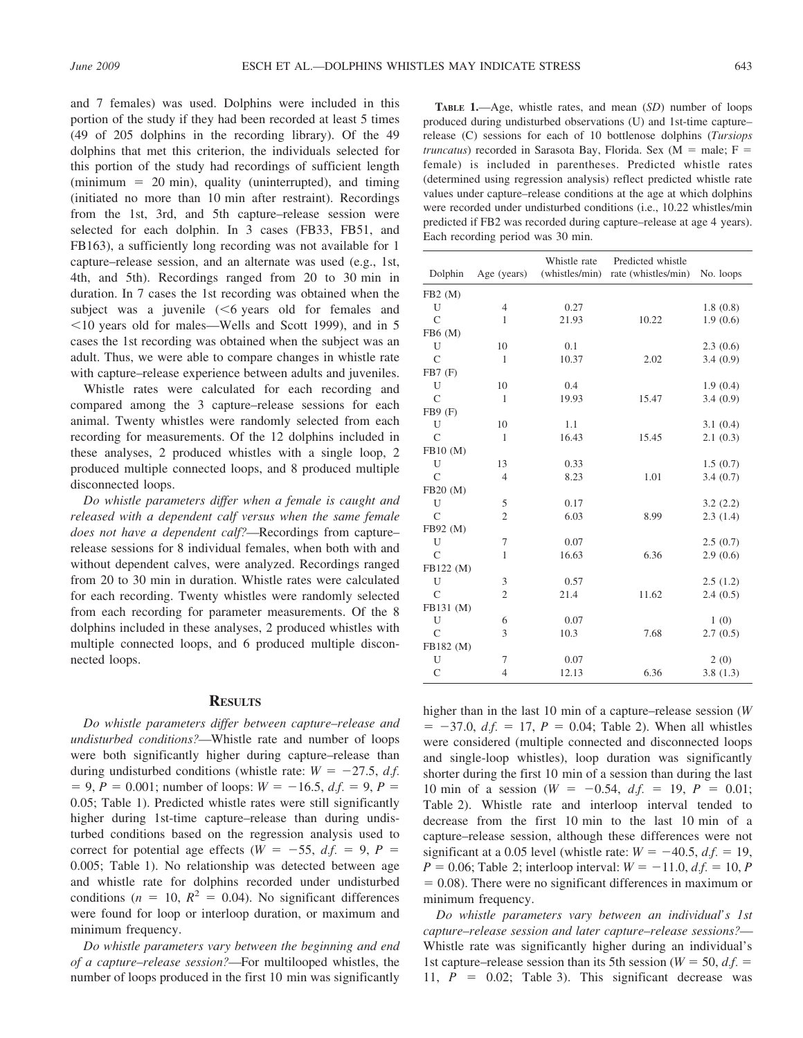and 7 females) was used. Dolphins were included in this portion of the study if they had been recorded at least 5 times (49 of 205 dolphins in the recording library). Of the 49 dolphins that met this criterion, the individuals selected for this portion of the study had recordings of sufficient length (minimum = 20 min), quality (uninterrupted), and timing (initiated no more than 10 min after restraint). Recordings from the 1st, 3rd, and 5th capture–release session were selected for each dolphin. In 3 cases (FB33, FB51, and FB163), a sufficiently long recording was not available for 1 capture–release session, and an alternate was used (e.g., 1st, 4th, and 5th). Recordings ranged from 20 to 30 min in duration. In 7 cases the 1st recording was obtained when the subject was a juvenile (<6 years old for females and <10 years old for males—Wells and Scott 1999), and in 5 cases the 1st recording was obtained when the subject was an adult. Thus, we were able to compare changes in whistle rate with capture–release experience between adults and juveniles.

Whistle rates were calculated for each recording and compared among the 3 capture–release sessions for each animal. Twenty whistles were randomly selected from each recording for measurements. Of the 12 dolphins included in these analyses, 2 produced whistles with a single loop, 2 produced multiple connected loops, and 8 produced multiple disconnected loops.

*Do whistle parameters differ when a female is caught and released with a dependent calf versus when the same female does not have a dependent calf?*—Recordings from capture–release sessions for 8 individual females, when both with and without dependent calves, were analyzed. Recordings ranged from 20 to 30 min in duration. Whistle rates were calculated for each recording. Twenty whistles were randomly selected from each recording for parameter measurements. Of the 8 dolphins included in these analyses, 2 produced whistles with multiple connected loops, and 6 produced multiple disconnected loops.

## Results

*Do whistle parameters differ between capture–release and undisturbed conditions?*—Whistle rate and number of loops were both significantly higher during capture–release than during undisturbed conditions (whistle rate: $W = -27.5$, $d.f. = 9$, $P = 0.001$; number of loops: $W = -16.5$, $d.f. = 9$, $P = 0.05$; Table 1). Predicted whistle rates were still significantly higher during 1st-time capture–release than during undisturbed conditions based on the regression analysis used to correct for potential age effects ($W = -55$, $d.f. = 9$, $P = 0.005$; Table 1). No relationship was detected between age and whistle rate for dolphins recorded under undisturbed conditions ($n = 10$, $R^2 = 0.04$). No significant differences were found for loop or interloop duration, or maximum and minimum frequency.

*Do whistle parameters vary between the beginning and end of a capture–release session?*—For multilooped whistles, the number of loops produced in the first 10 min was significantly higher than in the last 10 min of a capture–release session ($W = -37.0$, $d.f. = 17$, $P = 0.04$; Table 2). When all whistles were considered (multiple connected and disconnected loops and single-loop whistles), loop duration was significantly shorter during the first 10 min of a session than during the last 10 min of a session ($W = -0.54$, $d.f. = 19$, $P = 0.01$; Table 2). Whistle rate and interloop interval tended to decrease from the first 10 min to the last 10 min of a capture–release session, although these differences were not significant at a 0.05 level (whistle rate: $W = -40.5$, $d.f. = 19$, $P = 0.06$; Table 2; interloop interval: $W = -11.0$, $d.f. = 10$, $P = 0.08$). There were no significant differences in maximum or minimum frequency.

*Do whistle parameters vary between an individual's 1st capture–release session and later capture–release sessions?*—Whistle rate was significantly higher during an individual's 1st capture–release session than its 5th session ($W = 50$, $d.f. = 11$, $P = 0.02$; Table 3). This significant decrease was

**Table 1.**—Age, whistle rates, and mean (*SD*) number of loops produced during undisturbed observations (U) and 1st-time capture–release (C) sessions for each of 10 bottlenose dolphins (*Tursiops truncatus*) recorded in Sarasota Bay, Florida. Sex (M = male; F = female) is included in parentheses. Predicted whistle rates (determined using regression analysis) reflect predicted whistle rate values under capture–release conditions at the age at which dolphins were recorded under undisturbed conditions (i.e., 10.22 whistles/min predicted if FB2 was recorded during capture–release at age 4 years). Each recording period was 30 min.

| Dolphin | Age (years) | Whistle rate (whistles/min) | Predicted whistle rate (whistles/min) | No. loops |
|---|---|---|---|---|
| FB2 (M) | | | | |
| U | 4 | 0.27 | | 1.8 (0.8) |
| C | 1 | 21.93 | 10.22 | 1.9 (0.6) |
| FB6 (M) | | | | |
| U | 10 | 0.1 | | 2.3 (0.6) |
| C | 1 | 10.37 | 2.02 | 3.4 (0.9) |
| FB7 (F) | | | | |
| U | 10 | 0.4 | | 1.9 (0.4) |
| C | 1 | 19.93 | 15.47 | 3.4 (0.9) |
| FB9 (F) | | | | |
| U | 10 | 1.1 | | 3.1 (0.4) |
| C | 1 | 16.43 | 15.45 | 2.1 (0.3) |
| FB10 (M) | | | | |
| U | 13 | 0.33 | | 1.5 (0.7) |
| C | 4 | 8.23 | 1.01 | 3.4 (0.7) |
| FB20 (M) | | | | |
| U | 5 | 0.17 | | 3.2 (2.2) |
| C | 2 | 6.03 | 8.99 | 2.3 (1.4) |
| FB92 (M) | | | | |
| U | 7 | 0.07 | | 2.5 (0.7) |
| C | 1 | 16.63 | 6.36 | 2.9 (0.6) |
| FB122 (M) | | | | |
| U | 3 | 0.57 | | 2.5 (1.2) |
| C | 2 | 21.4 | 11.62 | 2.4 (0.5) |
| FB131 (M) | | | | |
| U | 6 | 0.07 | | 1 (0) |
| C | 3 | 10.3 | 7.68 | 2.7 (0.5) |
| FB182 (M) | | | | |
| U | 7 | 0.07 | | 2 (0) |
| C | 4 | 12.13 | 6.36 | 3.8 (1.3) |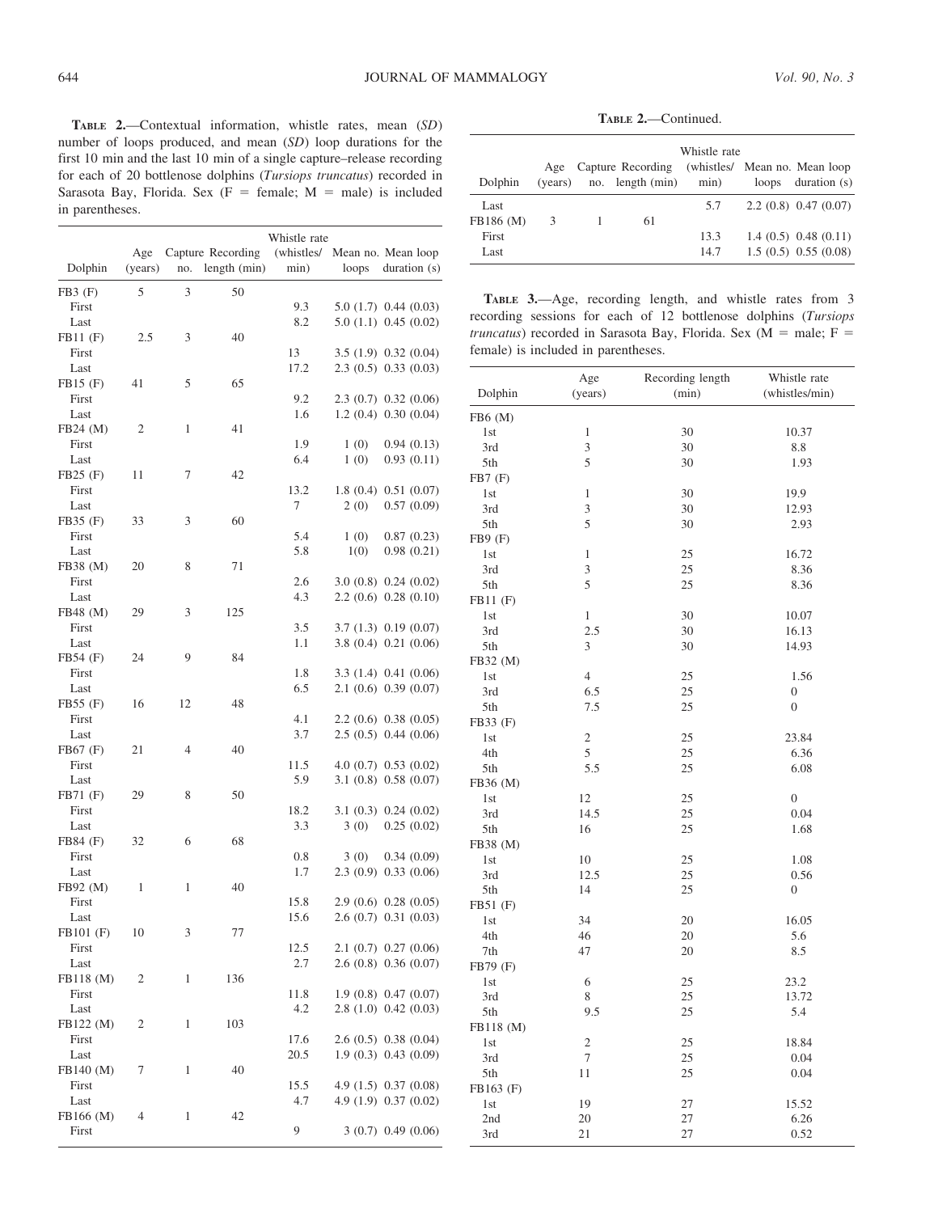**TABLE 2.**—Contextual information, whistle rates, mean (*SD*) number of loops produced, and mean (*SD*) loop durations for the first 10 min and the last 10 min of a single capture–release recording for each of 20 bottlenose dolphins (*Tursiops truncatus*) recorded in Sarasota Bay, Florida. Sex (F = female; M = male) is included in parentheses.

| Dolphin | Age (years) | Capture no. | Recording length (min) | Whistle rate (whistles/min) | Mean no. loops | Mean loop duration (s) |
|---|---|---|---|---|---|---|
| FB3 (F) | 5 | 3 | 50 | | | |
| First | | | | 9.3 | 5.0 (1.7) | 0.44 (0.03) |
| Last | | | | 8.2 | 5.0 (1.1) | 0.45 (0.02) |
| FB11 (F) | 2.5 | 3 | 40 | | | |
| First | | | | 13 | 3.5 (1.9) | 0.32 (0.04) |
| Last | | | | 17.2 | 2.3 (0.5) | 0.33 (0.03) |
| FB15 (F) | 41 | 5 | 65 | | | |
| First | | | | 9.2 | 2.3 (0.7) | 0.32 (0.06) |
| Last | | | | 1.6 | 1.2 (0.4) | 0.30 (0.04) |
| FB24 (M) | 2 | 1 | 41 | | | |
| First | | | | 1.9 | 1 (0) | 0.94 (0.13) |
| Last | | | | 6.4 | 1 (0) | 0.93 (0.11) |
| FB25 (F) | 11 | 7 | 42 | | | |
| First | | | | 13.2 | 1.8 (0.4) | 0.51 (0.07) |
| Last | | | | 7 | 2 (0) | 0.57 (0.09) |
| FB35 (F) | 33 | 3 | 60 | | | |
| First | | | | 5.4 | 1 (0) | 0.87 (0.23) |
| Last | | | | 5.8 | 1(0) | 0.98 (0.21) |
| FB38 (M) | 20 | 8 | 71 | | | |
| First | | | | 2.6 | 3.0 (0.8) | 0.24 (0.02) |
| Last | | | | 4.3 | 2.2 (0.6) | 0.28 (0.10) |
| FB48 (M) | 29 | 3 | 125 | | | |
| First | | | | 3.5 | 3.7 (1.3) | 0.19 (0.07) |
| Last | | | | 1.1 | 3.8 (0.4) | 0.21 (0.06) |
| FB54 (F) | 24 | 9 | 84 | | | |
| First | | | | 1.8 | 3.3 (1.4) | 0.41 (0.06) |
| Last | | | | 6.5 | 2.1 (0.6) | 0.39 (0.07) |
| FB55 (F) | 16 | 12 | 48 | | | |
| First | | | | 4.1 | 2.2 (0.6) | 0.38 (0.05) |
| Last | | | | 3.7 | 2.5 (0.5) | 0.44 (0.06) |
| FB67 (F) | 21 | 4 | 40 | | | |
| First | | | | 11.5 | 4.0 (0.7) | 0.53 (0.02) |
| Last | | | | 5.9 | 3.1 (0.8) | 0.58 (0.07) |
| FB71 (F) | 29 | 8 | 50 | | | |
| First | | | | 18.2 | 3.1 (0.3) | 0.24 (0.02) |
| Last | | | | 3.3 | 3 (0) | 0.25 (0.02) |
| FB84 (F) | 32 | 6 | 68 | | | |
| First | | | | 0.8 | 3 (0) | 0.34 (0.09) |
| Last | | | | 1.7 | 2.3 (0.9) | 0.33 (0.06) |
| FB92 (M) | 1 | 1 | 40 | | | |
| First | | | | 15.8 | 2.9 (0.6) | 0.28 (0.05) |
| Last | | | | 15.6 | 2.6 (0.7) | 0.31 (0.03) |
| FB101 (F) | 10 | 3 | 77 | | | |
| First | | | | 12.5 | 2.1 (0.7) | 0.27 (0.06) |
| Last | | | | 2.7 | 2.6 (0.8) | 0.36 (0.07) |
| FB118 (M) | 2 | 1 | 136 | | | |
| First | | | | 11.8 | 1.9 (0.8) | 0.47 (0.07) |
| Last | | | | 4.2 | 2.8 (1.0) | 0.42 (0.03) |
| FB122 (M) | 2 | 1 | 103 | | | |
| First | | | | 17.6 | 2.6 (0.5) | 0.38 (0.04) |
| Last | | | | 20.5 | 1.9 (0.3) | 0.43 (0.09) |
| FB140 (M) | 7 | 1 | 40 | | | |
| First | | | | 15.5 | 4.9 (1.5) | 0.37 (0.08) |
| Last | | | | 4.7 | 4.9 (1.9) | 0.37 (0.02) |
| FB166 (M) | 4 | 1 | 42 | | | |
| First | | | | 9 | 3 (0.7) | 0.49 (0.06) |
| Last | | | | 5.7 | 2.2 (0.8) | 0.47 (0.07) |
| FB186 (M) | 3 | 1 | 61 | | | |
| First | | | | 13.3 | 1.4 (0.5) | 0.48 (0.11) |
| Last | | | | 14.7 | 1.5 (0.5) | 0.55 (0.08) |

**TABLE 3.**—Age, recording length, and whistle rates from 3 recording sessions for each of 12 bottlenose dolphins (*Tursiops truncatus*) recorded in Sarasota Bay, Florida. Sex (M = male; F = female) is included in parentheses.

| Dolphin | Age (years) | Recording length (min) | Whistle rate (whistles/min) |
|---|---|---|---|
| FB6 (M) | | | |
| 1st | 1 | 30 | 10.37 |
| 3rd | 3 | 30 | 8.8 |
| 5th | 5 | 30 | 1.93 |
| FB7 (F) | | | |
| 1st | 1 | 30 | 19.9 |
| 3rd | 3 | 30 | 12.93 |
| 5th | 5 | 30 | 2.93 |
| FB9 (F) | | | |
| 1st | 1 | 25 | 16.72 |
| 3rd | 3 | 25 | 8.36 |
| 5th | 5 | 25 | 8.36 |
| FB11 (F) | | | |
| 1st | 1 | 30 | 10.07 |
| 3rd | 2.5 | 30 | 16.13 |
| 5th | 3 | 30 | 14.93 |
| FB32 (M) | | | |
| 1st | 4 | 25 | 1.56 |
| 3rd | 6.5 | 25 | 0 |
| 5th | 7.5 | 25 | 0 |
| FB33 (F) | | | |
| 1st | 2 | 25 | 23.84 |
| 4th | 5 | 25 | 6.36 |
| 5th | 5.5 | 25 | 6.08 |
| FB36 (M) | | | |
| 1st | 12 | 25 | 0 |
| 3rd | 14.5 | 25 | 0.04 |
| 5th | 16 | 25 | 1.68 |
| FB38 (M) | | | |
| 1st | 10 | 25 | 1.08 |
| 3rd | 12.5 | 25 | 0.56 |
| 5th | 14 | 25 | 0 |
| FB51 (F) | | | |
| 1st | 34 | 20 | 16.05 |
| 4th | 46 | 20 | 5.6 |
| 7th | 47 | 20 | 8.5 |
| FB79 (F) | | | |
| 1st | 6 | 25 | 23.2 |
| 3rd | 8 | 25 | 13.72 |
| 5th | 9.5 | 25 | 5.4 |
| FB118 (M) | | | |
| 1st | 2 | 25 | 18.84 |
| 3rd | 7 | 25 | 0.04 |
| 5th | 11 | 25 | 0.04 |
| FB163 (F) | | | |
| 1st | 19 | 27 | 15.52 |
| 2nd | 20 | 27 | 6.26 |
| 3rd | 21 | 27 | 0.52 |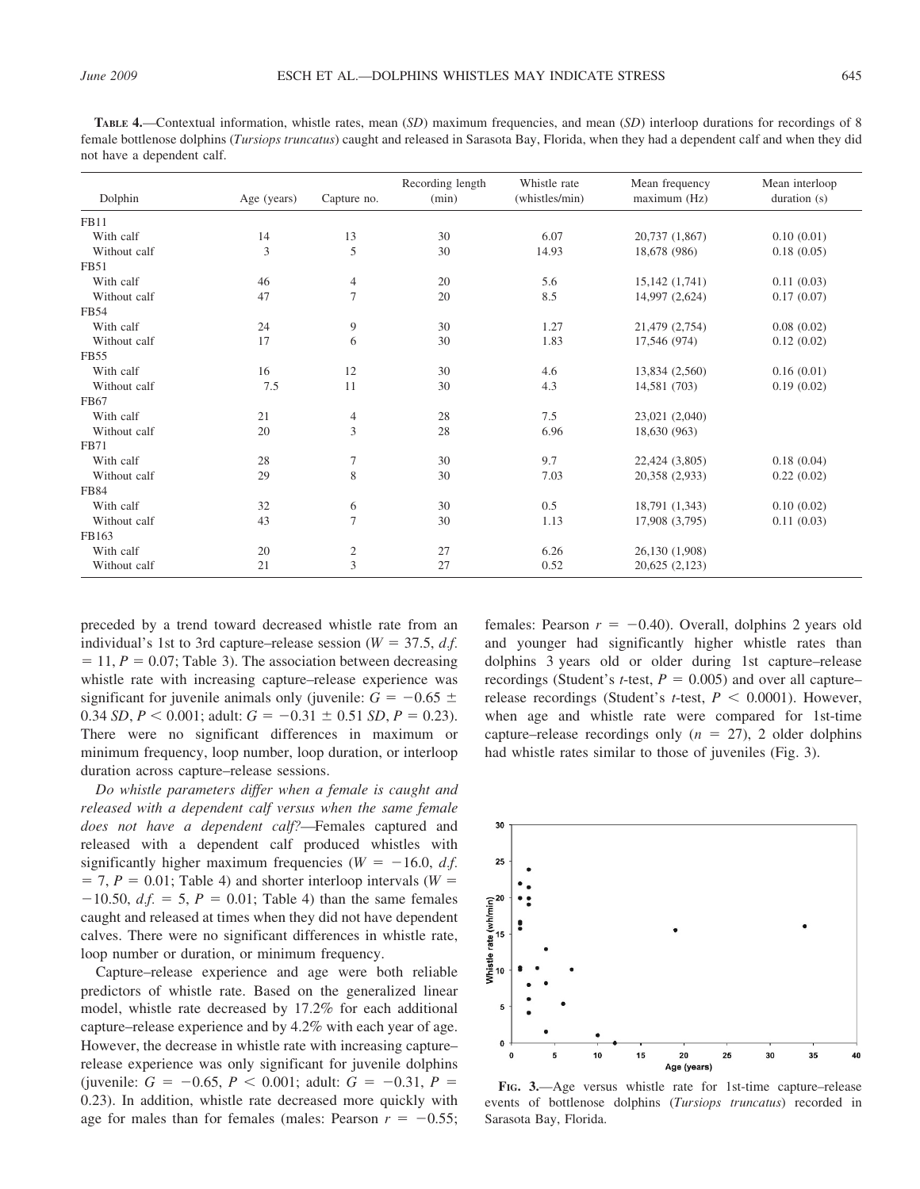**Table 4.**—Contextual information, whistle rates, mean (*SD*) maximum frequencies, and mean (*SD*) interloop durations for recordings of 8 female bottlenose dolphins (*Tursiops truncatus*) caught and released in Sarasota Bay, Florida, when they had a dependent calf and when they did not have a dependent calf.

| Dolphin | Age (years) | Capture no. | Recording length (min) | Whistle rate (whistles/min) | Mean frequency maximum (Hz) | Mean interloop duration (s) |
|---|---|---|---|---|---|---|
| FB11 | | | | | | |
| With calf | 14 | 13 | 30 | 6.07 | 20,737 (1,867) | 0.10 (0.01) |
| Without calf | 3 | 5 | 30 | 14.93 | 18,678 (986) | 0.18 (0.05) |
| FB51 | | | | | | |
| With calf | 46 | 4 | 20 | 5.6 | 15,142 (1,741) | 0.11 (0.03) |
| Without calf | 47 | 7 | 20 | 8.5 | 14,997 (2,624) | 0.17 (0.07) |
| FB54 | | | | | | |
| With calf | 24 | 9 | 30 | 1.27 | 21,479 (2,754) | 0.08 (0.02) |
| Without calf | 17 | 6 | 30 | 1.83 | 17,546 (974) | 0.12 (0.02) |
| FB55 | | | | | | |
| With calf | 16 | 12 | 30 | 4.6 | 13,834 (2,560) | 0.16 (0.01) |
| Without calf | 7.5 | 11 | 30 | 4.3 | 14,581 (703) | 0.19 (0.02) |
| FB67 | | | | | | |
| With calf | 21 | 4 | 28 | 7.5 | 23,021 (2,040) | |
| Without calf | 20 | 3 | 28 | 6.96 | 18,630 (963) | |
| FB71 | | | | | | |
| With calf | 28 | 7 | 30 | 9.7 | 22,424 (3,805) | 0.18 (0.04) |
| Without calf | 29 | 8 | 30 | 7.03 | 20,358 (2,933) | 0.22 (0.02) |
| FB84 | | | | | | |
| With calf | 32 | 6 | 30 | 0.5 | 18,791 (1,343) | 0.10 (0.02) |
| Without calf | 43 | 7 | 30 | 1.13 | 17,908 (3,795) | 0.11 (0.03) |
| FB163 | | | | | | |
| With calf | 20 | 2 | 27 | 6.26 | 26,130 (1,908) | |
| Without calf | 21 | 3 | 27 | 0.52 | 20,625 (2,123) | |

preceded by a trend toward decreased whistle rate from an individual's 1st to 3rd capture–release session ($W = 37.5$, *d.f.* $= 11$, $P = 0.07$; Table 3). The association between decreasing whistle rate with increasing capture–release experience was significant for juvenile animals only (juvenile: $G = -0.65 \pm 0.34$ *SD*, $P < 0.001$; adult: $G = -0.31 \pm 0.51$ *SD*, $P = 0.23$). There were no significant differences in maximum or minimum frequency, loop number, loop duration, or interloop duration across capture–release sessions.

*Do whistle parameters differ when a female is caught and released with a dependent calf versus when the same female does not have a dependent calf?*—Females captured and released with a dependent calf produced whistles with significantly higher maximum frequencies ($W = -16.0$, *d.f.* $= 7$, $P = 0.01$; Table 4) and shorter interloop intervals ($W = -10.50$, *d.f.* $= 5$, $P = 0.01$; Table 4) than the same females caught and released at times when they did not have dependent calves. There were no significant differences in whistle rate, loop number or duration, or minimum frequency.

Capture–release experience and age were both reliable predictors of whistle rate. Based on the generalized linear model, whistle rate decreased by 17.2% for each additional capture–release experience and by 4.2% with each year of age. However, the decrease in whistle rate with increasing capture–release experience was only significant for juvenile dolphins (juvenile: $G = -0.65$, $P < 0.001$; adult: $G = -0.31$, $P = 0.23$). In addition, whistle rate decreased more quickly with age for males than for females (males: Pearson $r = -0.55$; females: Pearson $r = -0.40$). Overall, dolphins 2 years old and younger had significantly higher whistle rates than dolphins 3 years old or older during 1st capture–release recordings (Student's *t*-test, $P = 0.005$) and over all capture–release recordings (Student's *t*-test, $P < 0.0001$). However, when age and whistle rate were compared for 1st-time capture–release recordings only ($n = 27$), 2 older dolphins had whistle rates similar to those of juveniles (Fig. 3).

**Fig. 3.**—Age versus whistle rate for 1st-time capture–release events of bottlenose dolphins (*Tursiops truncatus*) recorded in Sarasota Bay, Florida.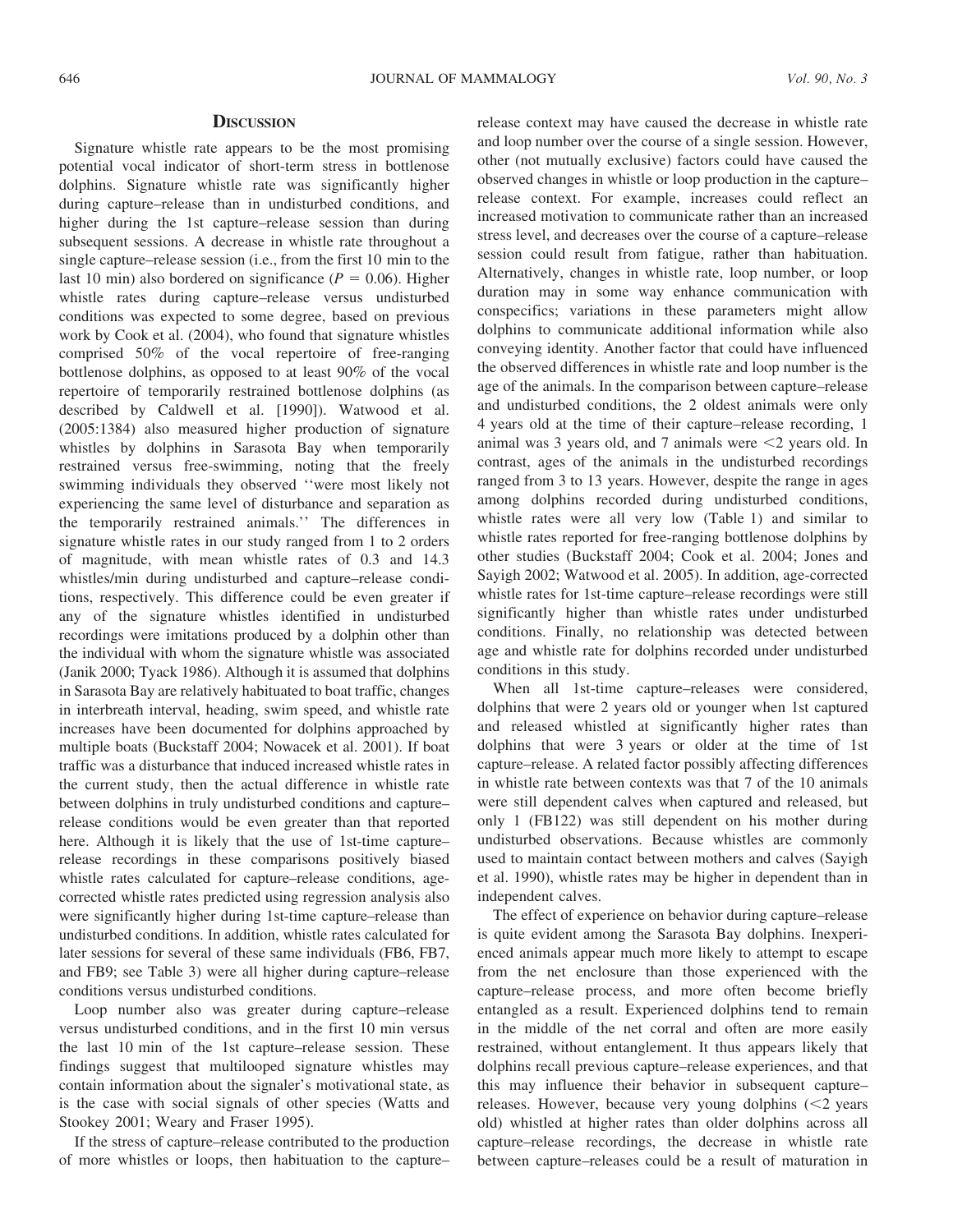## Discussion

Signature whistle rate appears to be the most promising potential vocal indicator of short-term stress in bottlenose dolphins. Signature whistle rate was significantly higher during capture–release than in undisturbed conditions, and higher during the 1st capture–release session than during subsequent sessions. A decrease in whistle rate throughout a single capture–release session (i.e., from the 1st 10 min to the last 10 min) also bordered on significance ($P = 0.06$). Higher whistle rates during capture–release versus undisturbed conditions was expected to some degree, based on previous work by Cook et al. (2004), who found that signature whistles comprised 50% of the vocal repertoire of free-ranging bottlenose dolphins, as opposed to at least 90% of the vocal repertoire of temporarily restrained bottlenose dolphins (as described by Caldwell et al. [1990]). Watwood et al. (2005:1384) also measured higher production of signature whistles by dolphins in Sarasota Bay when temporarily restrained versus free-swimming, noting that the freely swimming individuals they observed ''were most likely not experiencing the same level of disturbance and separation as the temporarily restrained animals.'' The differences in signature whistle rates in our study ranged from 1 to 2 orders of magnitude, with mean whistle rates of 0.3 and 14.3 whistles/min during undisturbed and capture–release conditions, respectively. This difference could be even greater if any of the signature whistles identified in undisturbed recordings were imitations produced by a dolphin other than the individual with whom the signature whistle was associated (Janik 2000; Tyack 1986). Although it is assumed that dolphins in Sarasota Bay are relatively habituated to boat traffic, changes in interbreath interval, heading, swim speed, and whistle rate increases have been documented for dolphins approached by multiple boats (Buckstaff 2004; Nowacek et al. 2001). If boat traffic was a disturbance that induced increased whistle rates in the current study, then the actual difference in whistle rate between dolphins in truly undisturbed conditions and capture–release conditions would be even greater than that reported here. Although it is likely that the use of 1st-time capture–release recordings in these comparisons positively biased whistle rates calculated for capture–release conditions, age-corrected whistle rates predicted using regression analysis also were significantly higher during 1st-time capture–release than undisturbed conditions. In addition, whistle rates calculated for later sessions for several of these same individuals (FB6, FB7, and FB9; see Table 3) were all higher during capture–release conditions versus undisturbed conditions.

Loop number also was greater during capture–release versus undisturbed conditions, and in the first 10 min versus the last 10 min of the 1st capture–release session. These findings suggest that multilooped signature whistles may contain information about the signaler's motivational state, as is the case with social signals of other species (Watts and Stookey 2001; Weary and Fraser 1995).

If the stress of capture–release contributed to the production of more whistles or loops, then habituation to the capture–release context may have caused the decrease in whistle rate and loop number over the course of a single session. However, other (not mutually exclusive) factors could have caused the observed changes in whistle or loop production in the capture–release context. For example, increases could reflect an increased motivation to communicate rather than an increased stress level, and decreases over the course of a capture–release session could result from fatigue, rather than habituation. Alternatively, changes in whistle rate, loop number, or loop duration may in some way enhance communication with conspecifics; variations in these parameters might allow dolphins to communicate additional information while also conveying identity. Another factor that could have influenced the observed differences in whistle rate and loop number is the age of the animals. In the comparison between capture–release and undisturbed conditions, the 2 oldest animals were only 4 years old at the time of their capture–release recording, 1 animal was 3 years old, and 7 animals were <2 years old. In contrast, ages of the animals in the undisturbed recordings ranged from 3 to 13 years. However, despite the range in ages among dolphins recorded during undisturbed conditions, whistle rates were all very low (Table 1) and similar to whistle rates reported for free-ranging bottlenose dolphins by other studies (Buckstaff 2004; Cook et al. 2004; Jones and Sayigh 2002; Watwood et al. 2005). In addition, age-corrected whistle rates for 1st-time capture–release recordings were still significantly higher than whistle rates under undisturbed conditions. Finally, no relationship was detected between age and whistle rate for dolphins recorded under undisturbed conditions in this study.

When all 1st-time capture–releases were considered, dolphins that were 2 years old or younger when 1st captured and released whistled at significantly higher rates than dolphins that were 3 years or older at the time of 1st capture–release. A related factor possibly affecting differences in whistle rate between contexts was that 7 of the 10 animals were still dependent calves when captured and released, but only 1 (FB122) was still dependent on his mother during undisturbed observations. Because whistles are commonly used to maintain contact between mothers and calves (Sayigh et al. 1990), whistle rates may be higher in dependent than in independent calves.

The effect of experience on behavior during capture–release is quite evident among the Sarasota Bay dolphins. Inexperienced animals appear much more likely to attempt to escape from the net enclosure than those experienced with the capture–release process, and more often become briefly entangled as a result. Experienced dolphins tend to remain in the middle of the net corral and often are more easily restrained, without entanglement. It thus appears likely that dolphins recall previous capture–release experiences, and that this may influence their behavior in subsequent capture–releases. However, because very young dolphins (<2 years old) whistled at higher rates than older dolphins across all capture–release recordings, the decrease in whistle rate between capture–releases could be a result of maturation in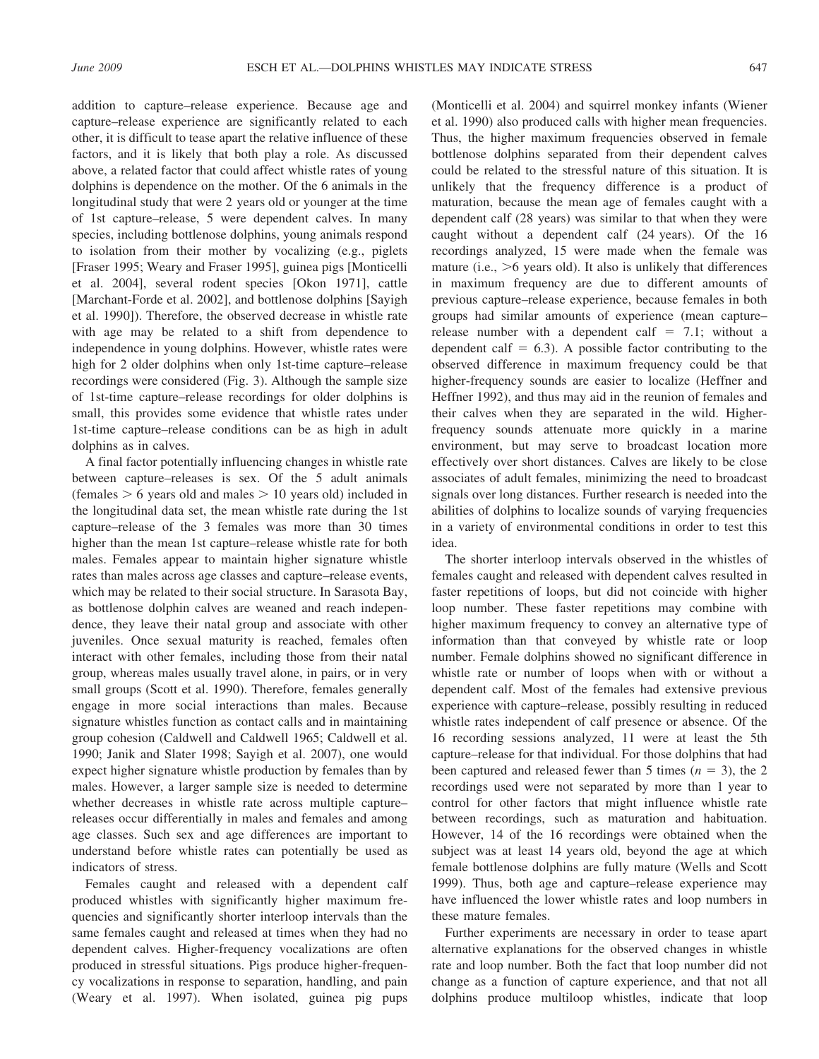addition to capture–release experience. Because age and capture–release experience are significantly related to each other, it is difficult to tease apart the relative influence of these factors, and it is likely that both play a role. As discussed above, a related factor that could affect whistle rates of young dolphins is dependence on the mother. Of the 6 animals in the longitudinal study that were 2 years old or younger at the time of 1st capture–release, 5 were dependent calves. In many species, including bottlenose dolphins, young animals respond to isolation from their mother by vocalizing (e.g., piglets [Fraser 1995; Weary and Fraser 1995], guinea pigs [Monticelli et al. 2004], several rodent species [Okon 1971], cattle [Marchant-Forde et al. 2002], and bottlenose dolphins [Sayigh et al. 1990]). Therefore, the observed decrease in whistle rate with age may be related to a shift from dependence to independence in young dolphins. However, whistle rates were high for 2 older dolphins when only 1st-time capture–release recordings were considered (Fig. 3). Although the sample size of 1st-time capture–release recordings for older dolphins is small, this provides some evidence that whistle rates under 1st-time capture–release conditions can be as high in adult dolphins as in calves.

A final factor potentially influencing changes in whistle rate between capture–releases is sex. Of the 5 adult animals (females > 6 years old and males > 10 years old) included in the longitudinal data set, the mean whistle rate during the 1st capture–release of the 3 females was more than 30 times higher than the mean 1st capture–release whistle rate for both males. Females appear to maintain higher signature whistle rates than males across age classes and capture–release events, which may be related to their social structure. In Sarasota Bay, as bottlenose dolphin calves are weaned and reach independence, they leave their natal group and associate with other juveniles. Once sexual maturity is reached, females often interact with other females, including those from their natal group, whereas males usually travel alone, in pairs, or in very small groups (Scott et al. 1990). Therefore, females generally engage in more social interactions than males. Because signature whistles function as contact calls and in maintaining group cohesion (Caldwell and Caldwell 1965; Caldwell et al. 1990; Janik and Slater 1998; Sayigh et al. 2007), one would expect higher signature whistle production by females than by males. However, a larger sample size is needed to determine whether decreases in whistle rate across multiple capture–releases occur differentially in males and females and among age classes. Such sex and age differences are important to understand before whistle rates can potentially be used as indicators of stress.

Females caught and released with a dependent calf produced whistles with significantly higher maximum frequencies and significantly shorter interloop intervals than the same females caught and released at times when they had no dependent calves. Higher-frequency vocalizations are often produced in stressful situations. Pigs produce higher-frequency vocalizations in response to separation, handling, and pain (Weary et al. 1997). When isolated, guinea pig pups (Monticelli et al. 2004) and squirrel monkey infants (Wiener et al. 1990) also produced calls with higher mean frequencies. Thus, the higher maximum frequencies observed in female bottlenose dolphins separated from their dependent calves could be related to the stressful nature of this situation. It is unlikely that the frequency difference is a product of maturation, because the mean age of females caught with a dependent calf (28 years) was similar to that when they were caught without a dependent calf (24 years). Of the 16 recordings analyzed, 15 were made when the female was mature (i.e., >6 years old). It also is unlikely that differences in maximum frequency are due to different amounts of previous capture–release experience, because females in both groups had similar amounts of experience (mean capture–release number with a dependent calf = 7.1; without a dependent calf = 6.3). A possible factor contributing to the observed difference in maximum frequency could be that higher-frequency sounds are easier to localize (Heffner and Heffner 1992), and thus may aid in the reunion of females and their calves when they are separated in the wild. Higher-frequency sounds attenuate more quickly in a marine environment, but may serve to broadcast location more effectively over short distances. Calves are likely to be close associates of adult females, minimizing the need to broadcast signals over long distances. Further research is needed into the abilities of dolphins to localize sounds of varying frequencies in a variety of environmental conditions in order to test this idea.

The shorter interloop intervals observed in the whistles of females caught and released with dependent calves resulted in faster repetitions of loops, but did not coincide with higher loop number. These faster repetitions may combine with higher maximum frequency to convey an alternative type of information than that conveyed by whistle rate or loop number. Female dolphins showed no significant difference in whistle rate or number of loops when with or without a dependent calf. Most of the females had extensive previous experience with capture–release, possibly resulting in reduced whistle rates independent of calf presence or absence. Of the 16 recording sessions analyzed, 11 were at least the 5th capture–release for that individual. For those dolphins that had been captured and released fewer than 5 times ($n$ = 3), the 2 recordings used were not separated by more than 1 year to control for other factors that might influence whistle rate between recordings, such as maturation and habituation. However, 14 of the 16 recordings were obtained when the subject was at least 14 years old, beyond the age at which female bottlenose dolphins are fully mature (Wells and Scott 1999). Thus, both age and capture–release experience may have influenced the lower whistle rates and loop numbers in these mature females.

Further experiments are necessary in order to tease apart alternative explanations for the observed changes in whistle rate and loop number. Both the fact that loop number did not change as a function of capture experience, and that not all dolphins produce multiloop whistles, indicate that loop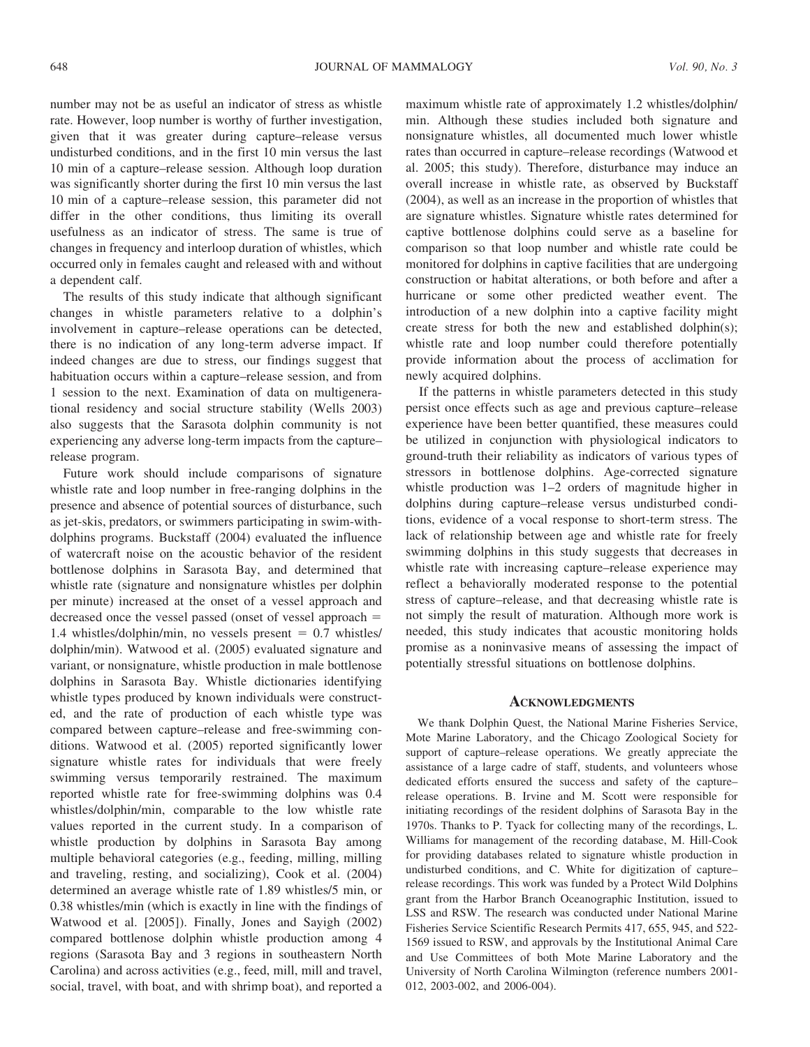number may not be as useful an indicator of stress as whistle rate. However, loop number is worthy of further investigation, given that it was greater during capture–release versus undisturbed conditions, and in the first 10 min versus the last 10 min of a capture–release session. Although loop duration was significantly shorter during the first 10 min versus the last 10 min of a capture–release session, this parameter did not differ in the other conditions, thus limiting its overall usefulness as an indicator of stress. The same is true of changes in frequency and interloop duration of whistles, which occurred only in females caught and released with and without a dependent calf.

The results of this study indicate that although significant changes in whistle parameters relative to a dolphin's involvement in capture–release operations can be detected, there is no indication of any long-term adverse impact. If indeed changes are due to stress, our findings suggest that habituation occurs within a capture–release session, and from 1 session to the next. Examination of data on multigenerational residency and social structure stability (Wells 2003) also suggests that the Sarasota dolphin community is not experiencing any adverse long-term impacts from the capture–release program.

Future work should include comparisons of signature whistle rate and loop number in free-ranging dolphins in the presence and absence of potential sources of disturbance, such as jet-skis, predators, or swimmers participating in swim-with-dolphins programs. Buckstaff (2004) evaluated the influence of watercraft noise on the acoustic behavior of the resident bottlenose dolphins in Sarasota Bay, and determined that whistle rate (signature and nonsignature whistles per dolphin per minute) increased at the onset of a vessel approach and decreased once the vessel passed (onset of vessel approach = 1.4 whistles/dolphin/min, no vessels present = 0.7 whistles/dolphin/min). Watwood et al. (2005) evaluated signature and variant, or nonsignature, whistle production in male bottlenose dolphins in Sarasota Bay. Whistle dictionaries identifying whistle types produced by known individuals were constructed, and the rate of production of each whistle type was compared between capture–release and free-swimming conditions. Watwood et al. (2005) reported significantly lower signature whistle rates for individuals that were freely swimming versus temporarily restrained. The maximum reported whistle rate for free-swimming dolphins was 0.4 whistles/dolphin/min, comparable to the low whistle rate values reported in the current study. In a comparison of whistle production by dolphins in Sarasota Bay among multiple behavioral categories (e.g., feeding, milling, milling and traveling, resting, and socializing), Cook et al. (2004) determined an average whistle rate of 1.89 whistles/5 min, or 0.38 whistles/min (which is exactly in line with the findings of Watwood et al. [2005]). Finally, Jones and Sayigh (2002) compared bottlenose dolphin whistle production among 4 regions (Sarasota Bay and 3 regions in southeastern North Carolina) and across activities (e.g., feed, mill, mill and travel, social, travel, with boat, and with shrimp boat), and reported a maximum whistle rate of approximately 1.2 whistles/dolphin/min. Although these studies included both signature and nonsignature whistles, all documented much lower whistle rates than occurred in capture–release recordings (Watwood et al. 2005; this study). Therefore, disturbance may induce an overall increase in whistle rate, as observed by Buckstaff (2004), as well as an increase in the proportion of whistles that are signature whistles. Signature whistle rates determined for captive bottlenose dolphins could serve as a baseline for comparison so that loop number and whistle rate could be monitored for dolphins in captive facilities that are undergoing construction or habitat alterations, or both before and after a hurricane or some other predicted weather event. The introduction of a new dolphin into a captive facility might create stress for both the new and established dolphin(s); whistle rate and loop number could therefore potentially provide information about the process of acclimation for newly acquired dolphins.

If the patterns in whistle parameters detected in this study persist once effects such as age and previous capture–release experience have been better quantified, these measures could be utilized in conjunction with physiological indicators to ground-truth their reliability as indicators of various types of stressors in bottlenose dolphins. Age-corrected signature whistle production was 1–2 orders of magnitude higher in dolphins during capture–release versus undisturbed conditions, evidence of a vocal response to short-term stress. The lack of relationship between age and whistle rate for freely swimming dolphins in this study suggests that decreases in whistle rate with increasing capture–release experience may reflect a behaviorally moderated response to the potential stress of capture–release, and that decreasing whistle rate is not simply the result of maturation. Although more work is needed, this study indicates that acoustic monitoring holds promise as a noninvasive means of assessing the impact of potentially stressful situations on bottlenose dolphins.

## Acknowledgments

We thank Dolphin Quest, the National Marine Fisheries Service, Mote Marine Laboratory, and the Chicago Zoological Society for support of capture–release operations. We greatly appreciate the assistance of a large cadre of staff, students, and volunteers whose dedicated efforts ensured the success and safety of the capture–release operations. B. Irvine and M. Scott were responsible for initiating recordings of the resident dolphins of Sarasota Bay in the 1970s. Thanks to P. Tyack for collecting many of the recordings, L. Williams for management of the recording database, M. Hill-Cook for providing databases related to signature whistle production in undisturbed conditions, and C. White for digitization of capture–release recordings. This work was funded by a Protect Wild Dolphins grant from the Harbor Branch Oceanographic Institution, issued to LSS and RSW. The research was conducted under National Marine Fisheries Service Scientific Research Permits 417, 655, 945, and 522-1569 issued to RSW, and approvals by the Institutional Animal Care and Use Committees of both Mote Marine Laboratory and the University of North Carolina Wilmington (reference numbers 2001-012, 2003-002, and 2006-004).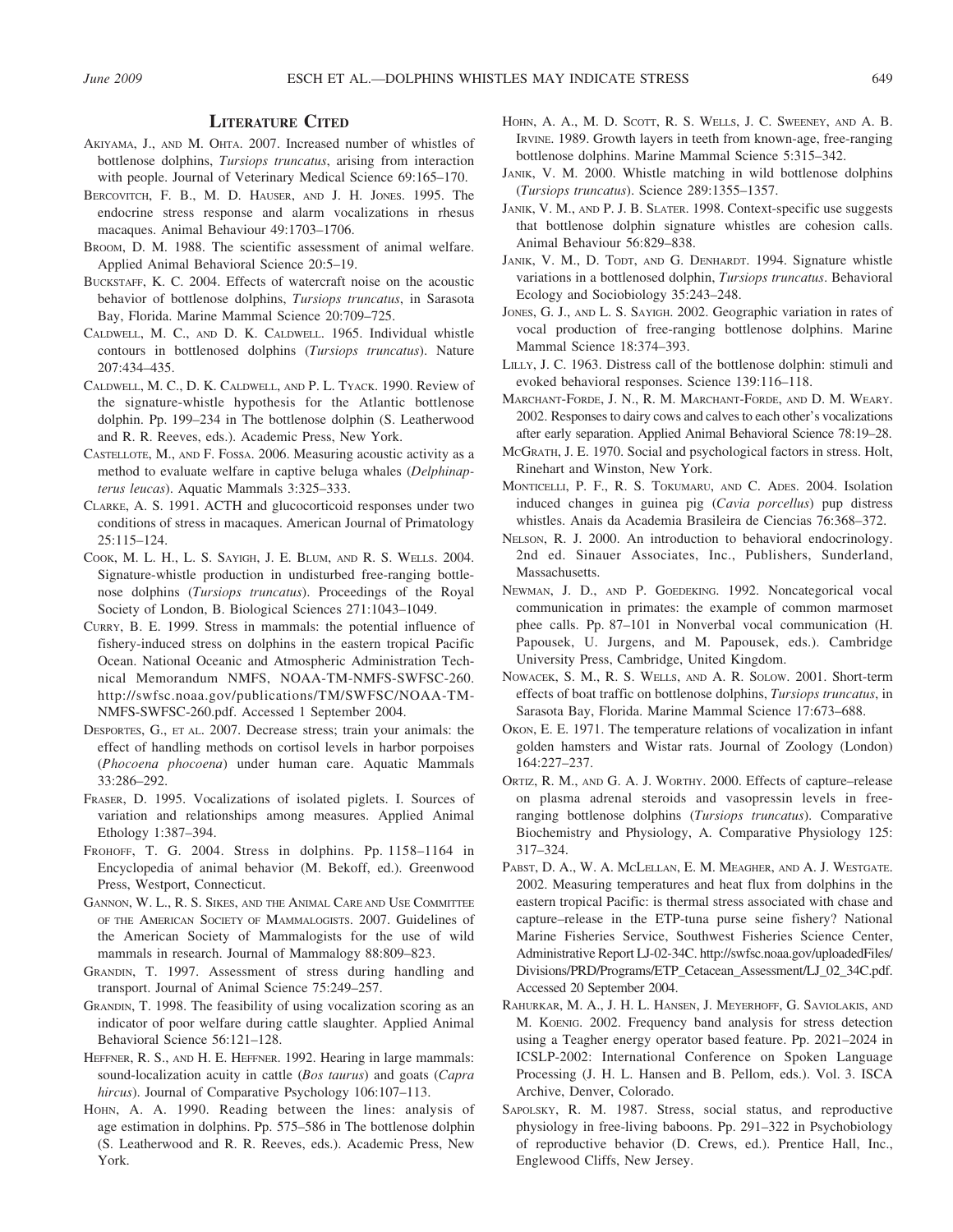## Literature Cited

Akiyama, J., and M. Ohta. 2007. Increased number of whistles of bottlenose dolphins, *Tursiops truncatus*, arising from interaction with people. Journal of Veterinary Medical Science 69:165–170.

Bercovitch, F. B., M. D. Hauser, and J. H. Jones. 1995. The endocrine stress response and alarm vocalizations in rhesus macaques. Animal Behaviour 49:1703–1706.

Broom, D. M. 1988. The scientific assessment of animal welfare. Applied Animal Behavioral Science 20:5–19.

Buckstaff, K. C. 2004. Effects of watercraft noise on the acoustic behavior of bottlenose dolphins, *Tursiops truncatus*, in Sarasota Bay, Florida. Marine Mammal Science 20:709–725.

Caldwell, M. C., and D. K. Caldwell. 1965. Individual whistle contours in bottlenosed dolphins (*Tursiops truncatus*). Nature 207:434–435.

Caldwell, M. C., D. K. Caldwell, and P. L. Tyack. 1990. Review of the signature-whistle hypothesis for the Atlantic bottlenose dolphin. Pp. 199–234 in The bottlenose dolphin (S. Leatherwood and R. R. Reeves, eds.). Academic Press, New York.

Castellote, M., and F. Fossa. 2006. Measuring acoustic activity as a method to evaluate welfare in captive beluga whales (*Delphinapterus leucas*). Aquatic Mammals 3:325–333.

Clarke, A. S. 1991. ACTH and glucocorticoid responses under two conditions of stress in macaques. American Journal of Primatology 25:115–124.

Cook, M. L. H., L. S. Sayigh, J. E. Blum, and R. S. Wells. 2004. Signature-whistle production in undisturbed free-ranging bottlenose dolphins (*Tursiops truncatus*). Proceedings of the Royal Society of London, B. Biological Sciences 271:1043–1049.

Curry, B. E. 1999. Stress in mammals: the potential influence of fishery-induced stress on dolphins in the eastern tropical Pacific Ocean. National Oceanic and Atmospheric Administration Technical Memorandum NMFS, NOAA-TM-NMFS-SWFSC-260. http://swfsc.noaa.gov/publications/TM/SWFSC/NOAA-TM-NMFS-SWFSC-260.pdf. Accessed 1 September 2004.

Desportes, G., et al. 2007. Decrease stress; train your animals: the effect of handling methods on cortisol levels in harbor porpoises (*Phocoena phocoena*) under human care. Aquatic Mammals 33:286–292.

Fraser, D. 1995. Vocalizations of isolated piglets. I. Sources of variation and relationships among measures. Applied Animal Ethology 1:387–394.

Frohoff, T. G. 2004. Stress in dolphins. Pp. 1158–1164 in Encyclopedia of animal behavior (M. Bekoff, ed.). Greenwood Press, Westport, Connecticut.

Gannon, W. L., R. S. Sikes, and the Animal Care and Use Committee of the American Society of Mammalogists. 2007. Guidelines of the American Society of Mammalogists for the use of wild mammals in research. Journal of Mammalogy 88:809–823.

Grandin, T. 1997. Assessment of stress during handling and transport. Journal of Animal Science 75:249–257.

Grandin, T. 1998. The feasibility of using vocalization scoring as an indicator of poor welfare during cattle slaughter. Applied Animal Behavioral Science 56:121–128.

Heffner, R. S., and H. E. Heffner. 1992. Hearing in large mammals: sound-localization acuity in cattle (*Bos taurus*) and goats (*Capra hircus*). Journal of Comparative Psychology 106:107–113.

Hohn, A. A. 1990. Reading between the lines: analysis of age estimation in dolphins. Pp. 575–586 in The bottlenose dolphin (S. Leatherwood and R. R. Reeves, eds.). Academic Press, New York.

Hohn, A. A., M. D. Scott, R. S. Wells, J. C. Sweeney, and A. B. Irvine. 1989. Growth layers in teeth from known-age, free-ranging bottlenose dolphins. Marine Mammal Science 5:315–342.

Janik, V. M. 2000. Whistle matching in wild bottlenose dolphins (*Tursiops truncatus*). Science 289:1355–1357.

Janik, V. M., and P. J. B. Slater. 1998. Context-specific use suggests that bottlenose dolphin signature whistles are cohesion calls. Animal Behaviour 56:829–838.

Janik, V. M., D. Todt, and G. Denhardt. 1994. Signature whistle variations in a bottlenosed dolphin, *Tursiops truncatus*. Behavioral Ecology and Sociobiology 35:243–248.

Jones, G. J., and L. S. Sayigh. 2002. Geographic variation in rates of vocal production of free-ranging bottlenose dolphins. Marine Mammal Science 18:374–393.

Lilly, J. C. 1963. Distress call of the bottlenose dolphin: stimuli and evoked behavioral responses. Science 139:116–118.

Marchant-Forde, J. N., R. M. Marchant-Forde, and D. M. Weary. 2002. Responses to dairy cows and calves to each other's vocalizations after early separation. Applied Animal Behavioral Science 78:19–28.

McGrath, J. E. 1970. Social and psychological factors in stress. Holt, Rinehart and Winston, New York.

Monticelli, P. F., R. S. Tokumaru, and C. Ades. 2004. Isolation induced changes in guinea pig (*Cavia porcellus*) pup distress whistles. Anais da Academia Brasileira de Ciencias 76:368–372.

Nelson, R. J. 2000. An introduction to behavioral endocrinology. 2nd ed. Sinauer Associates, Inc., Publishers, Sunderland, Massachusetts.

Newman, J. D., and P. Goedeking. 1992. Noncategorical vocal communication in primates: the example of common marmoset phee calls. Pp. 87–101 in Nonverbal vocal communication (H. Papousek, U. Jurgens, and M. Papousek, eds.). Cambridge University Press, Cambridge, United Kingdom.

Nowacek, S. M., R. S. Wells, and A. R. Solow. 2001. Short-term effects of boat traffic on bottlenose dolphins, *Tursiops truncatus*, in Sarasota Bay, Florida. Marine Mammal Science 17:673–688.

Okon, E. E. 1971. The temperature relations of vocalization in infant golden hamsters and Wistar rats. Journal of Zoology (London) 164:227–237.

Ortiz, R. M., and G. A. J. Worthy. 2000. Effects of capture–release on plasma adrenal steroids and vasopressin levels in free-ranging bottlenose dolphins (*Tursiops truncatus*). Comparative Biochemistry and Physiology, A. Comparative Physiology 125: 317–324.

Pabst, D. A., W. A. McLellan, E. M. Meagher, and A. J. Westgate. 2002. Measuring temperatures and heat flux from dolphins in the eastern tropical Pacific: is thermal stress associated with chase and capture–release in the ETP-tuna purse seine fishery? National Marine Fisheries Service, Southwest Fisheries Science Center, Administrative Report LJ-02-34C. http://swfsc.noaa.gov/uploadedFiles/Divisions/PRD/Programs/ETP_Cetacean_Assessment/LJ_02_34C.pdf. Accessed 20 September 2004.

Rahurkar, M. A., J. H. L. Hansen, J. Meyerhoff, G. Saviolakis, and M. Koenig. 2002. Frequency band analysis for stress detection using a Teagher energy operator based feature. Pp. 2021–2024 in ICSLP-2002: International Conference on Spoken Language Processing (J. H. L. Hansen and B. Pellom, eds.). Vol. 3. ISCA Archive, Denver, Colorado.

Sapolsky, R. M. 1987. Stress, social status, and reproductive physiology in free-living baboons. Pp. 291–322 in Psychobiology of reproductive behavior (D. Crews, ed.). Prentice Hall, Inc., Englewood Cliffs, New Jersey.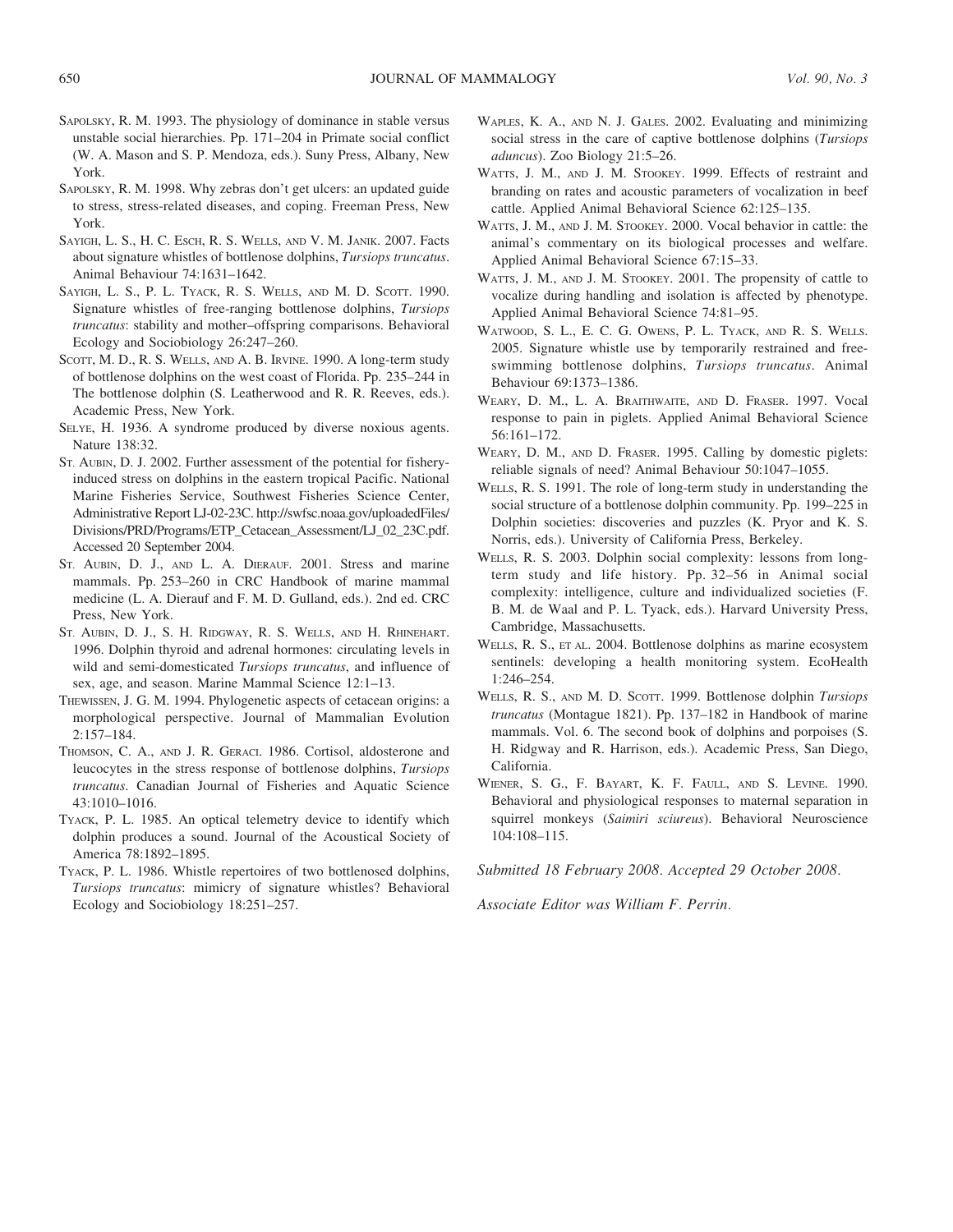Sapolsky, R. M. 1993. The physiology of dominance in stable versus unstable social hierarchies. Pp. 171–204 in Primate social conflict (W. A. Mason and S. P. Mendoza, eds.). Suny Press, Albany, New York.

Sapolsky, R. M. 1998. Why zebras don't get ulcers: an updated guide to stress, stress-related diseases, and coping. Freeman Press, New York.

Sayigh, L. S., H. C. Esch, R. S. Wells, and V. M. Janik. 2007. Facts about signature whistles of bottlenose dolphins, *Tursiops truncatus*. Animal Behaviour 74:1631–1642.

Sayigh, L. S., P. L. Tyack, R. S. Wells, and M. D. Scott. 1990. Signature whistles of free-ranging bottlenose dolphins, *Tursiops truncatus*: stability and mother–offspring comparisons. Behavioral Ecology and Sociobiology 26:247–260.

Scott, M. D., R. S. Wells, and A. B. Irvine. 1990. A long-term study of bottlenose dolphins on the west coast of Florida. Pp. 235–244 in The bottlenose dolphin (S. Leatherwood and R. R. Reeves, eds.). Academic Press, New York.

Selye, H. 1936. A syndrome produced by diverse noxious agents. Nature 138:32.

St. Aubin, D. J. 2002. Further assessment of the potential for fishery-induced stress on dolphins in the eastern tropical Pacific. National Marine Fisheries Service, Southwest Fisheries Science Center, Administrative Report LJ-02-23C. http://swfsc.noaa.gov/uploadedFiles/Divisions/PRD/Programs/ETP_Cetacean_Assessment/LJ_02_23C.pdf. Accessed 20 September 2004.

St. Aubin, D. J., and L. A. Dierauf. 2001. Stress and marine mammals. Pp. 253–260 in CRC Handbook of marine mammal medicine (L. A. Dierauf and F. M. D. Gulland, eds.). 2nd ed. CRC Press, New York.

St. Aubin, D. J., S. H. Ridgway, R. S. Wells, and H. Rhinehart. 1996. Dolphin thyroid and adrenal hormones: circulating levels in wild and semi-domesticated *Tursiops truncatus*, and influence of sex, age, and season. Marine Mammal Science 12:1–13.

Thewissen, J. G. M. 1994. Phylogenetic aspects of cetacean origins: a morphological perspective. Journal of Mammalian Evolution 2:157–184.

Thomson, C. A., and J. R. Geraci. 1986. Cortisol, aldosterone and leucocytes in the stress response of bottlenose dolphins, *Tursiops truncatus*. Canadian Journal of Fisheries and Aquatic Science 43:1010–1016.

Tyack, P. L. 1985. An optical telemetry device to identify which dolphin produces a sound. Journal of the Acoustical Society of America 78:1892–1895.

Tyack, P. L. 1986. Whistle repertoires of two bottlenosed dolphins, *Tursiops truncatus*: mimicry of signature whistles? Behavioral Ecology and Sociobiology 18:251–257.

Waples, K. A., and N. J. Gales. 2002. Evaluating and minimizing social stress in the care of captive bottlenose dolphins (*Tursiops aduncus*). Zoo Biology 21:5–26.

Watts, J. M., and J. M. Stookey. 1999. Effects of restraint and branding on rates and acoustic parameters of vocalization in beef cattle. Applied Animal Behavioral Science 62:125–135.

Watts, J. M., and J. M. Stookey. 2000. Vocal behavior in cattle: the animal's commentary on its biological processes and welfare. Applied Animal Behavioral Science 67:15–33.

Watts, J. M., and J. M. Stookey. 2001. The propensity of cattle to vocalize during handling and isolation is affected by phenotype. Applied Animal Behavioral Science 74:81–95.

Watwood, S. L., E. C. G. Owens, P. L. Tyack, and R. S. Wells. 2005. Signature whistle use by temporarily restrained and free-swimming bottlenose dolphins, *Tursiops truncatus*. Animal Behaviour 69:1373–1386.

Weary, D. M., L. A. Braithwaite, and D. Fraser. 1997. Vocal response to pain in piglets. Applied Animal Behavioral Science 56:161–172.

Weary, D. M., and D. Fraser. 1995. Calling by domestic piglets: reliable signals of need? Animal Behaviour 50:1047–1055.

Wells, R. S. 1991. The role of long-term study in understanding the social structure of a bottlenose dolphin community. Pp. 199–225 in Dolphin societies: discoveries and puzzles (K. Pryor and K. S. Norris, eds.). University of California Press, Berkeley.

Wells, R. S. 2003. Dolphin social complexity: lessons from long-term study and life history. Pp. 32–56 in Animal social complexity: intelligence, culture and individualized societies (F. B. M. de Waal and P. L. Tyack, eds.). Harvard University Press, Cambridge, Massachusetts.

Wells, R. S., et al. 2004. Bottlenose dolphins as marine ecosystem sentinels: developing a health monitoring system. EcoHealth 1:246–254.

Wells, R. S., and M. D. Scott. 1999. Bottlenose dolphin *Tursiops truncatus* (Montague 1821). Pp. 137–182 in Handbook of marine mammals. Vol. 6. The second book of dolphins and porpoises (S. H. Ridgway and R. Harrison, eds.). Academic Press, San Diego, California.

Wiener, S. G., F. Bayart, K. F. Faull, and S. Levine. 1990. Behavioral and physiological responses to maternal separation in squirrel monkeys (*Saimiri sciureus*). Behavioral Neuroscience 104:108–115.

*Submitted 18 February 2008. Accepted 29 October 2008.*

*Associate Editor was William F. Perrin.*